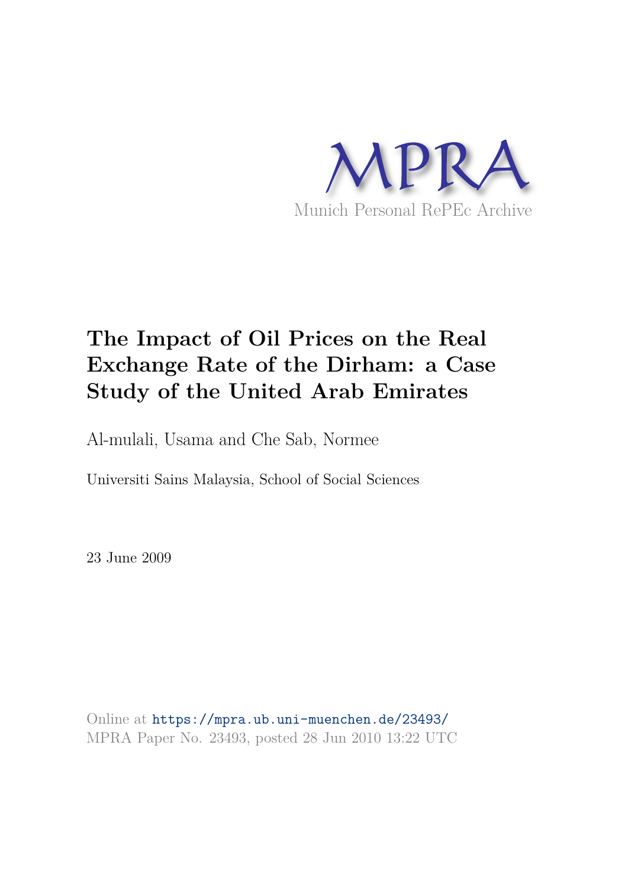MPRA

Munich Personal RePEc Archive

# The Impact of Oil Prices on the Real Exchange Rate of the Dirham: a Case Study of the United Arab Emirates

Al-mulali, Usama and Che Sab, Normee

Universiti Sains Malaysia, School of Social Sciences

23 June 2009

Online at https://mpra.ub.uni-muenchen.de/23493/
MPRA Paper No. 23493, posted 28 Jun 2010 13:22 UTC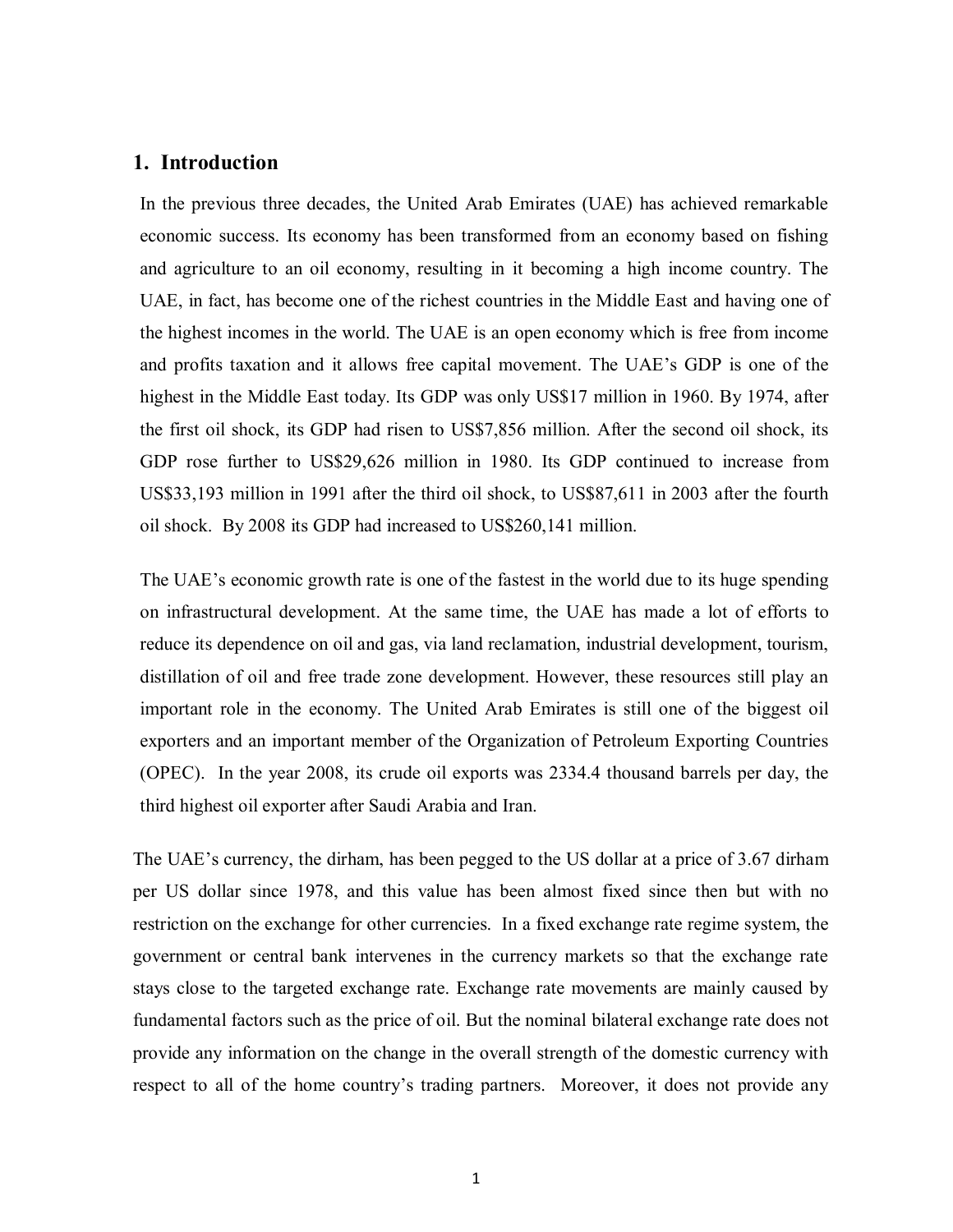## 1. Introduction

In the previous three decades, the United Arab Emirates (UAE) has achieved remarkable economic success. Its economy has been transformed from an economy based on fishing and agriculture to an oil economy, resulting in it becoming a high income country. The UAE, in fact, has become one of the richest countries in the Middle East and having one of the highest incomes in the world. The UAE is an open economy which is free from income and profits taxation and it allows free capital movement. The UAE's GDP is one of the highest in the Middle East today. Its GDP was only US$17 million in 1960. By 1974, after the first oil shock, its GDP had risen to US$7,856 million. After the second oil shock, its GDP rose further to US$29,626 million in 1980. Its GDP continued to increase from US$33,193 million in 1991 after the third oil shock, to US$87,611 in 2003 after the fourth oil shock. By 2008 its GDP had increased to US$260,141 million.

The UAE's economic growth rate is one of the fastest in the world due to its huge spending on infrastructural development. At the same time, the UAE has made a lot of efforts to reduce its dependence on oil and gas, via land reclamation, industrial development, tourism, distillation of oil and free trade zone development. However, these resources still play an important role in the economy. The United Arab Emirates is still one of the biggest oil exporters and an important member of the Organization of Petroleum Exporting Countries (OPEC). In the year 2008, its crude oil exports was 2334.4 thousand barrels per day, the third highest oil exporter after Saudi Arabia and Iran.

The UAE's currency, the dirham, has been pegged to the US dollar at a price of 3.67 dirham per US dollar since 1978, and this value has been almost fixed since then but with no restriction on the exchange for other currencies. In a fixed exchange rate regime system, the government or central bank intervenes in the currency markets so that the exchange rate stays close to the targeted exchange rate. Exchange rate movements are mainly caused by fundamental factors such as the price of oil. But the nominal bilateral exchange rate does not provide any information on the change in the overall strength of the domestic currency with respect to all of the home country's trading partners. Moreover, it does not provide any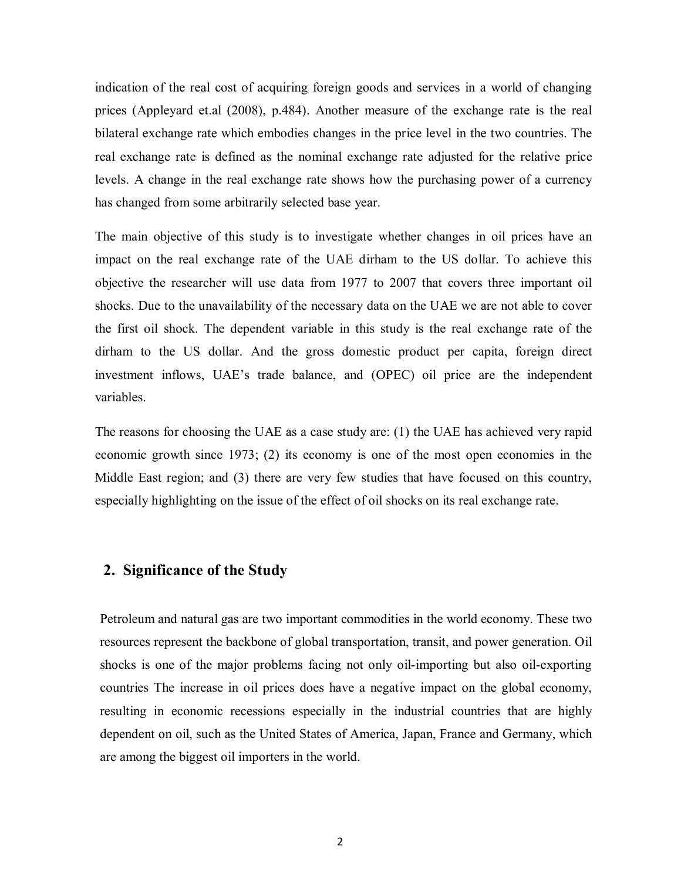indication of the real cost of acquiring foreign goods and services in a world of changing prices (Appleyard et.al (2008), p.484). Another measure of the exchange rate is the real bilateral exchange rate which embodies changes in the price level in the two countries. The real exchange rate is defined as the nominal exchange rate adjusted for the relative price levels. A change in the real exchange rate shows how the purchasing power of a currency has changed from some arbitrarily selected base year.

The main objective of this study is to investigate whether changes in oil prices have an impact on the real exchange rate of the UAE dirham to the US dollar. To achieve this objective the researcher will use data from 1977 to 2007 that covers three important oil shocks. Due to the unavailability of the necessary data on the UAE we are not able to cover the first oil shock. The dependent variable in this study is the real exchange rate of the dirham to the US dollar. And the gross domestic product per capita, foreign direct investment inflows, UAE's trade balance, and (OPEC) oil price are the independent variables.

The reasons for choosing the UAE as a case study are: (1) the UAE has achieved very rapid economic growth since 1973; (2) its economy is one of the most open economies in the Middle East region; and (3) there are very few studies that have focused on this country, especially highlighting on the issue of the effect of oil shocks on its real exchange rate.

## 2. Significance of the Study

Petroleum and natural gas are two important commodities in the world economy. These two resources represent the backbone of global transportation, transit, and power generation. Oil shocks is one of the major problems facing not only oil-importing but also oil-exporting countries The increase in oil prices does have a negative impact on the global economy, resulting in economic recessions especially in the industrial countries that are highly dependent on oil, such as the United States of America, Japan, France and Germany, which are among the biggest oil importers in the world.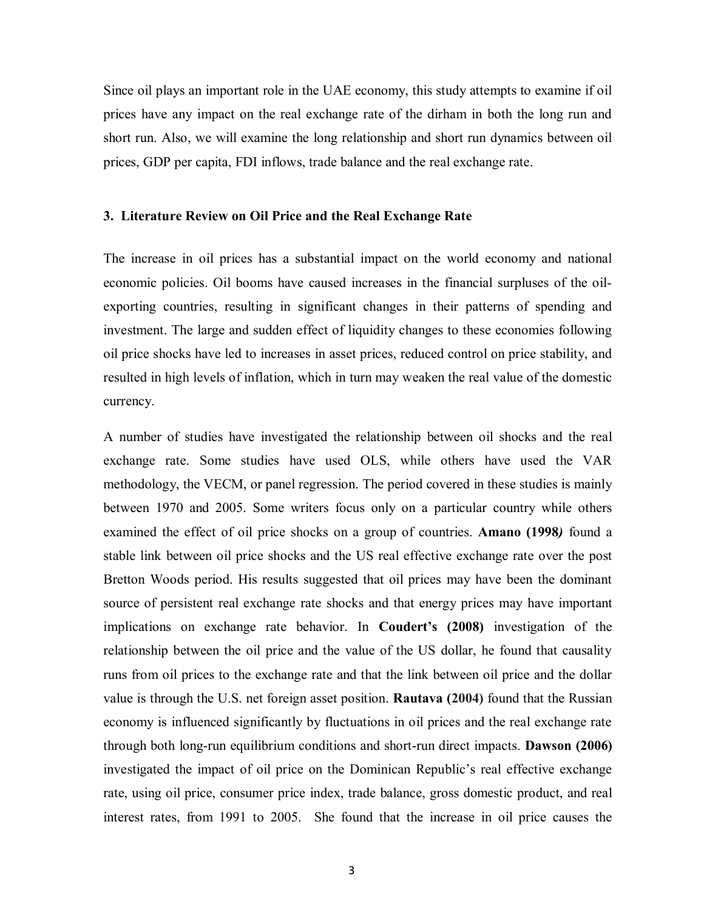Since oil plays an important role in the UAE economy, this study attempts to examine if oil prices have any impact on the real exchange rate of the dirham in both the long run and short run. Also, we will examine the long relationship and short run dynamics between oil prices, GDP per capita, FDI inflows, trade balance and the real exchange rate.

### 3. Literature Review on Oil Price and the Real Exchange Rate

The increase in oil prices has a substantial impact on the world economy and national economic policies. Oil booms have caused increases in the financial surpluses of the oil-exporting countries, resulting in significant changes in their patterns of spending and investment. The large and sudden effect of liquidity changes to these economies following oil price shocks have led to increases in asset prices, reduced control on price stability, and resulted in high levels of inflation, which in turn may weaken the real value of the domestic currency.

A number of studies have investigated the relationship between oil shocks and the real exchange rate. Some studies have used OLS, while others have used the VAR methodology, the VECM, or panel regression. The period covered in these studies is mainly between 1970 and 2005. Some writers focus only on a particular country while others examined the effect of oil price shocks on a group of countries. **Amano (1998*)*** found a stable link between oil price shocks and the US real effective exchange rate over the post Bretton Woods period. His results suggested that oil prices may have been the dominant source of persistent real exchange rate shocks and that energy prices may have important implications on exchange rate behavior. In **Coudert's (2008)** investigation of the relationship between the oil price and the value of the US dollar, he found that causality runs from oil prices to the exchange rate and that the link between oil price and the dollar value is through the U.S. net foreign asset position. **Rautava (2004)** found that the Russian economy is influenced significantly by fluctuations in oil prices and the real exchange rate through both long-run equilibrium conditions and short-run direct impacts. **Dawson (2006)** investigated the impact of oil price on the Dominican Republic's real effective exchange rate, using oil price, consumer price index, trade balance, gross domestic product, and real interest rates, from 1991 to 2005. She found that the increase in oil price causes the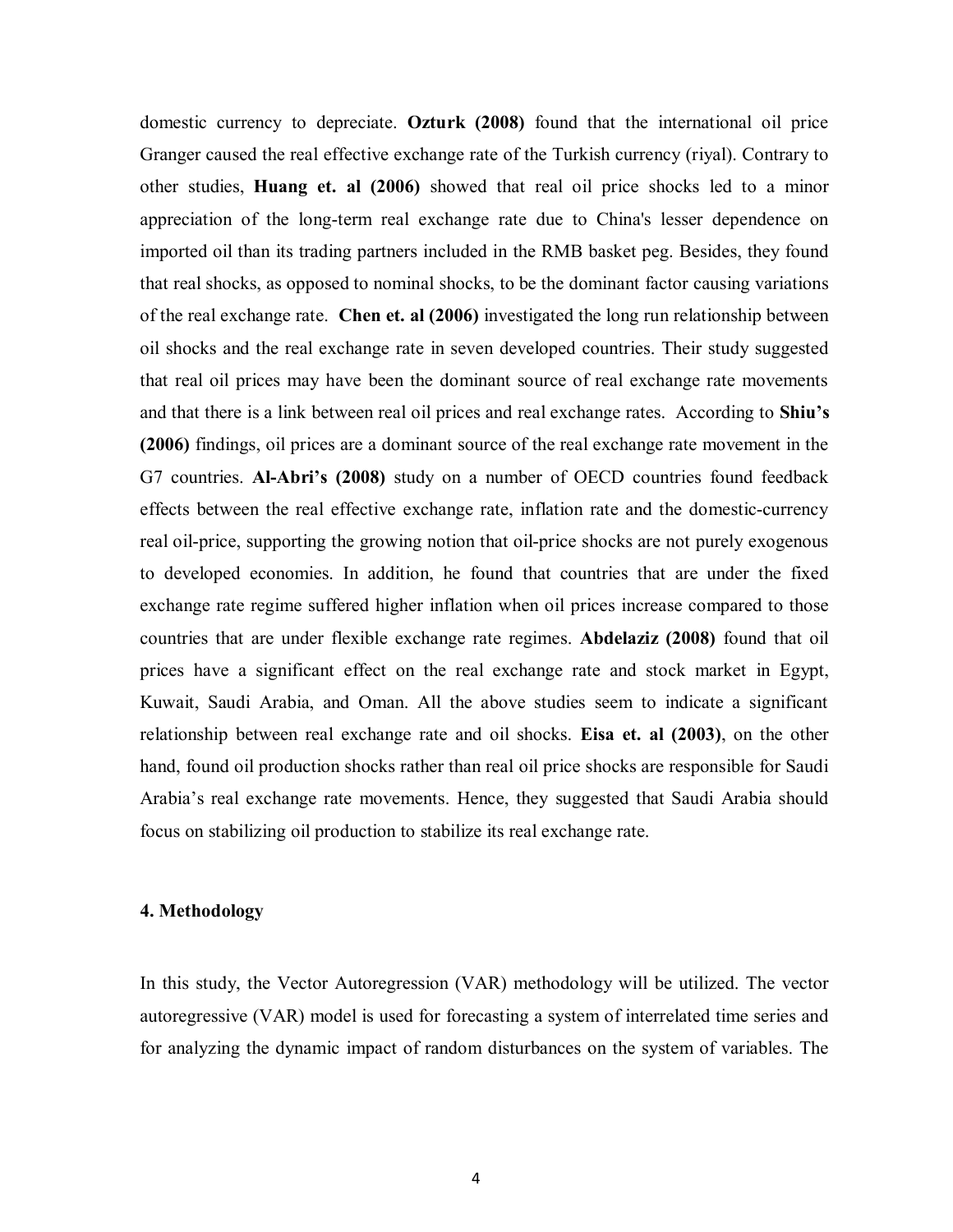domestic currency to depreciate. **Ozturk (2008)** found that the international oil price Granger caused the real effective exchange rate of the Turkish currency (riyal). Contrary to other studies, **Huang et. al (2006)** showed that real oil price shocks led to a minor appreciation of the long-term real exchange rate due to China's lesser dependence on imported oil than its trading partners included in the RMB basket peg. Besides, they found that real shocks, as opposed to nominal shocks, to be the dominant factor causing variations of the real exchange rate. **Chen et. al (2006)** investigated the long run relationship between oil shocks and the real exchange rate in seven developed countries. Their study suggested that real oil prices may have been the dominant source of real exchange rate movements and that there is a link between real oil prices and real exchange rates. According to **Shiu's (2006)** findings, oil prices are a dominant source of the real exchange rate movement in the G7 countries. **Al-Abri's (2008)** study on a number of OECD countries found feedback effects between the real effective exchange rate, inflation rate and the domestic-currency real oil-price, supporting the growing notion that oil-price shocks are not purely exogenous to developed economies. In addition, he found that countries that are under the fixed exchange rate regime suffered higher inflation when oil prices increase compared to those countries that are under flexible exchange rate regimes. **Abdelaziz (2008)** found that oil prices have a significant effect on the real exchange rate and stock market in Egypt, Kuwait, Saudi Arabia, and Oman. All the above studies seem to indicate a significant relationship between real exchange rate and oil shocks. **Eisa et. al (2003)**, on the other hand, found oil production shocks rather than real oil price shocks are responsible for Saudi Arabia's real exchange rate movements. Hence, they suggested that Saudi Arabia should focus on stabilizing oil production to stabilize its real exchange rate.

## 4. Methodology

In this study, the Vector Autoregression (VAR) methodology will be utilized. The vector autoregressive (VAR) model is used for forecasting a system of interrelated time series and for analyzing the dynamic impact of random disturbances on the system of variables. The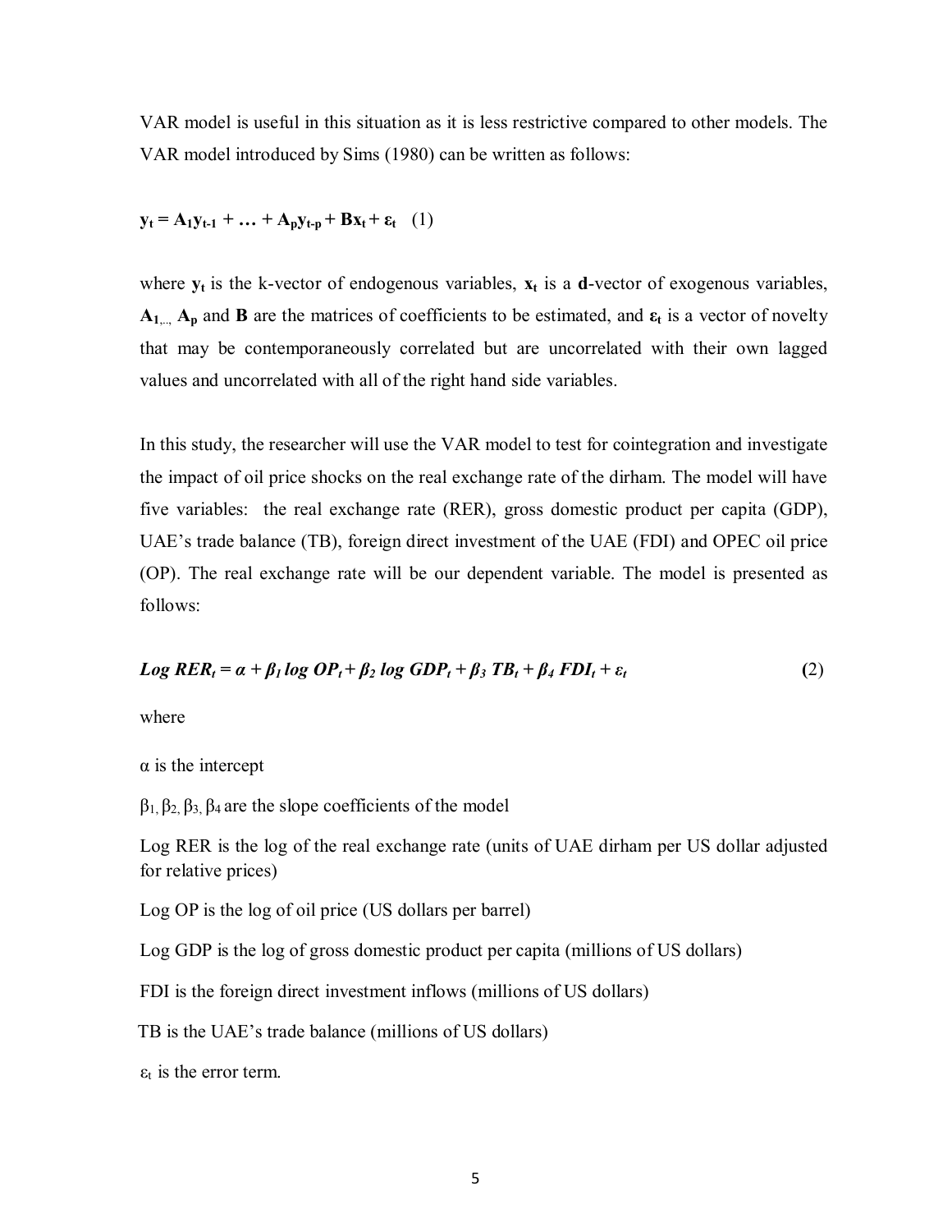VAR model is useful in this situation as it is less restrictive compared to other models. The VAR model introduced by Sims (1980) can be written as follows:

$$\mathbf{y_t = A_1 y_{t-1} + \ldots + A_p y_{t-p} + B x_t + \varepsilon_t} \quad (1)$$

where $\mathbf{y_t}$ is the k-vector of endogenous variables, $\mathbf{x_t}$ is a **d**-vector of exogenous variables, $\mathbf{A_{1,..,}}$ $\mathbf{A_p}$ and $\mathbf{B}$ are the matrices of coefficients to be estimated, and $\boldsymbol{\varepsilon_t}$ is a vector of novelty that may be contemporaneously correlated but are uncorrelated with their own lagged values and uncorrelated with all of the right hand side variables.

In this study, the researcher will use the VAR model to test for cointegration and investigate the impact of oil price shocks on the real exchange rate of the dirham. The model will have five variables: the real exchange rate (RER), gross domestic product per capita (GDP), UAE's trade balance (TB), foreign direct investment of the UAE (FDI) and OPEC oil price (OP). The real exchange rate will be our dependent variable. The model is presented as follows:

$$Log\ RER_t = \alpha + \beta_1 \log OP_t + \beta_2 \log GDP_t + \beta_3\ TB_t + \beta_4\ FDI_t + \varepsilon_t \quad (2)$$

where

$\alpha$ is the intercept

$\beta_1, \beta_2, \beta_3, \beta_4$ are the slope coefficients of the model

Log RER is the log of the real exchange rate (units of UAE dirham per US dollar adjusted for relative prices)

Log OP is the log of oil price (US dollars per barrel)

Log GDP is the log of gross domestic product per capita (millions of US dollars)

FDI is the foreign direct investment inflows (millions of US dollars)

TB is the UAE's trade balance (millions of US dollars)

$\varepsilon_t$ is the error term.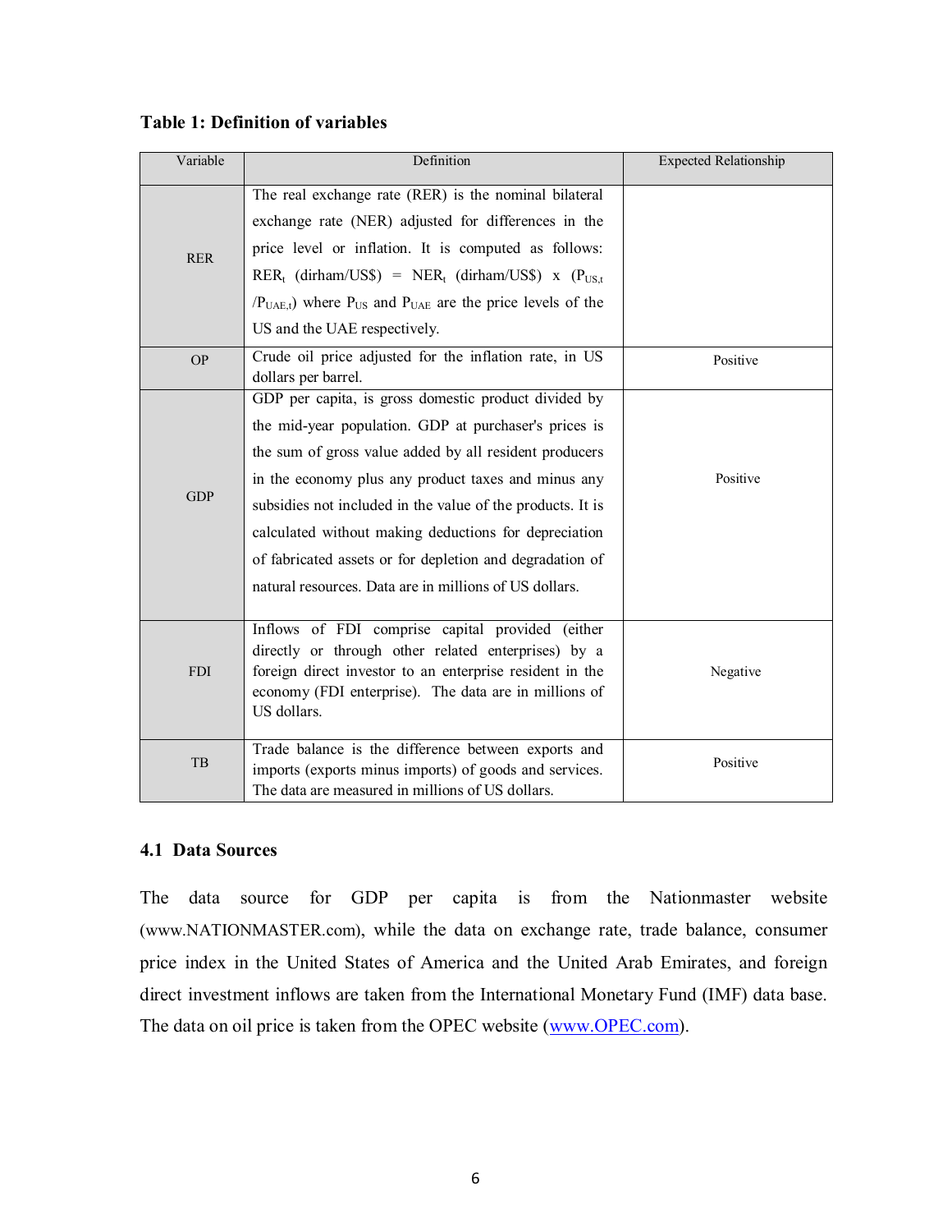**Table 1: Definition of variables**

| Variable | Definition | Expected Relationship |
|---|---|---|
| RER | The real exchange rate (RER) is the nominal bilateral exchange rate (NER) adjusted for differences in the price level or inflation. It is computed as follows: $RER_t$ (dirham/US$) = $NER_t$ (dirham/US$) x ($P_{US,t}$ /$P_{UAE,t}$) where $P_{US}$ and $P_{UAE}$ are the price levels of the US and the UAE respectively. | |
| OP | Crude oil price adjusted for the inflation rate, in US dollars per barrel. | Positive |
| GDP | GDP per capita, is gross domestic product divided by the mid-year population. GDP at purchaser's prices is the sum of gross value added by all resident producers in the economy plus any product taxes and minus any subsidies not included in the value of the products. It is calculated without making deductions for depreciation of fabricated assets or for depletion and degradation of natural resources. Data are in millions of US dollars. | Positive |
| FDI | Inflows of FDI comprise capital provided (either directly or through other related enterprises) by a foreign direct investor to an enterprise resident in the economy (FDI enterprise). The data are in millions of US dollars. | Negative |
| TB | Trade balance is the difference between exports and imports (exports minus imports) of goods and services. The data are measured in millions of US dollars. | Positive |

### 4.1 Data Sources

The data source for GDP per capita is from the Nationmaster website (www.NATIONMASTER.com), while the data on exchange rate, trade balance, consumer price index in the United States of America and the United Arab Emirates, and foreign direct investment inflows are taken from the International Monetary Fund (IMF) data base. The data on oil price is taken from the OPEC website (www.OPEC.com).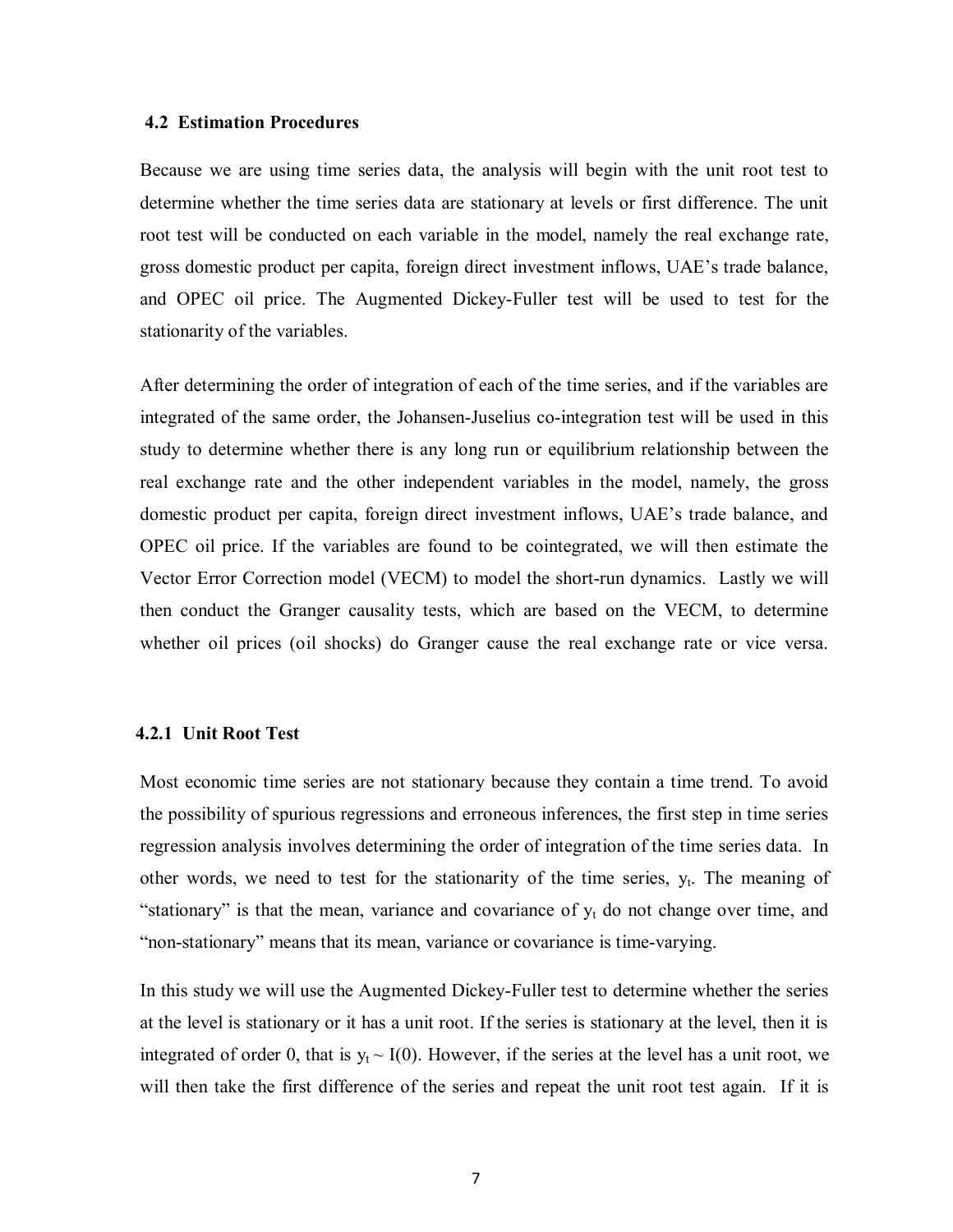### 4.2 Estimation Procedures

Because we are using time series data, the analysis will begin with the unit root test to determine whether the time series data are stationary at levels or first difference. The unit root test will be conducted on each variable in the model, namely the real exchange rate, gross domestic product per capita, foreign direct investment inflows, UAE's trade balance, and OPEC oil price. The Augmented Dickey-Fuller test will be used to test for the stationarity of the variables.

After determining the order of integration of each of the time series, and if the variables are integrated of the same order, the Johansen-Juselius co-integration test will be used in this study to determine whether there is any long run or equilibrium relationship between the real exchange rate and the other independent variables in the model, namely, the gross domestic product per capita, foreign direct investment inflows, UAE's trade balance, and OPEC oil price. If the variables are found to be cointegrated, we will then estimate the Vector Error Correction model (VECM) to model the short-run dynamics. Lastly we will then conduct the Granger causality tests, which are based on the VECM, to determine whether oil prices (oil shocks) do Granger cause the real exchange rate or vice versa.

#### 4.2.1 Unit Root Test

Most economic time series are not stationary because they contain a time trend. To avoid the possibility of spurious regressions and erroneous inferences, the first step in time series regression analysis involves determining the order of integration of the time series data. In other words, we need to test for the stationarity of the time series, $y_t$. The meaning of "stationary" is that the mean, variance and covariance of $y_t$ do not change over time, and "non-stationary" means that its mean, variance or covariance is time-varying.

In this study we will use the Augmented Dickey-Fuller test to determine whether the series at the level is stationary or it has a unit root. If the series is stationary at the level, then it is integrated of order 0, that is $y_t \sim I(0)$. However, if the series at the level has a unit root, we will then take the first difference of the series and repeat the unit root test again. If it is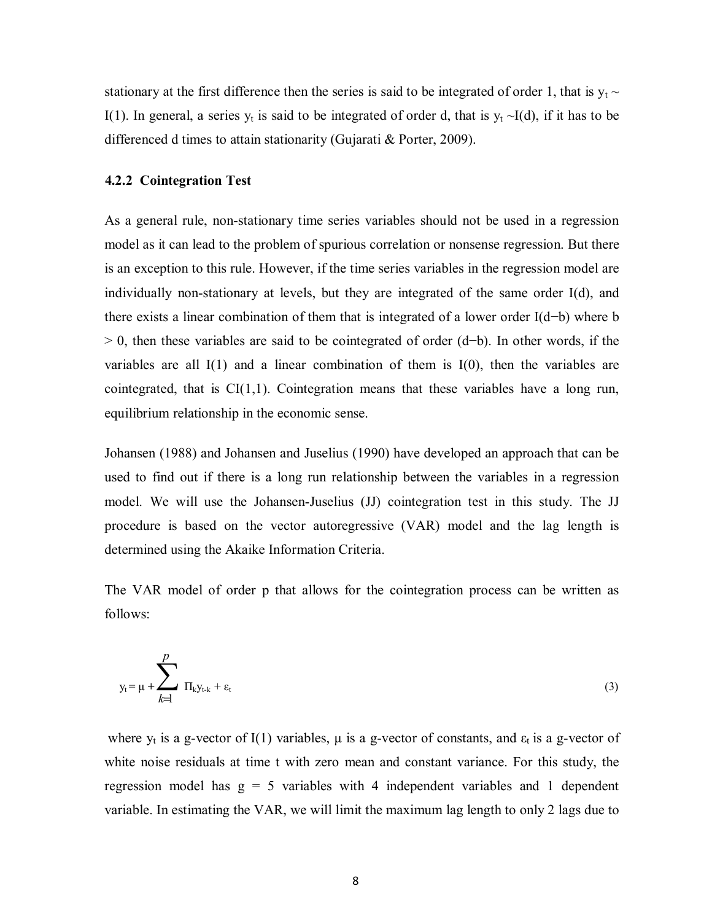stationary at the first difference then the series is said to be integrated of order 1, that is $y_t \sim I(1)$. In general, a series $y_t$ is said to be integrated of order d, that is $y_t \sim I(d)$, if it has to be differenced d times to attain stationarity (Gujarati & Porter, 2009).

### 4.2.2 Cointegration Test

As a general rule, non-stationary time series variables should not be used in a regression model as it can lead to the problem of spurious correlation or nonsense regression. But there is an exception to this rule. However, if the time series variables in the regression model are individually non-stationary at levels, but they are integrated of the same order I(d), and there exists a linear combination of them that is integrated of a lower order I(d−b) where b > 0, then these variables are said to be cointegrated of order (d−b). In other words, if the variables are all I(1) and a linear combination of them is I(0), then the variables are cointegrated, that is CI(1,1). Cointegration means that these variables have a long run, equilibrium relationship in the economic sense.

Johansen (1988) and Johansen and Juselius (1990) have developed an approach that can be used to find out if there is a long run relationship between the variables in a regression model. We will use the Johansen-Juselius (JJ) cointegration test in this study. The JJ procedure is based on the vector autoregressive (VAR) model and the lag length is determined using the Akaike Information Criteria.

The VAR model of order p that allows for the cointegration process can be written as follows:

$$y_t = \mu + \sum_{k=1}^{p} \Pi_k y_{t-k} + \varepsilon_t \tag{3}$$

where $y_t$ is a g-vector of I(1) variables, $\mu$ is a g-vector of constants, and $\varepsilon_t$ is a g-vector of white noise residuals at time t with zero mean and constant variance. For this study, the regression model has g = 5 variables with 4 independent variables and 1 dependent variable. In estimating the VAR, we will limit the maximum lag length to only 2 lags due to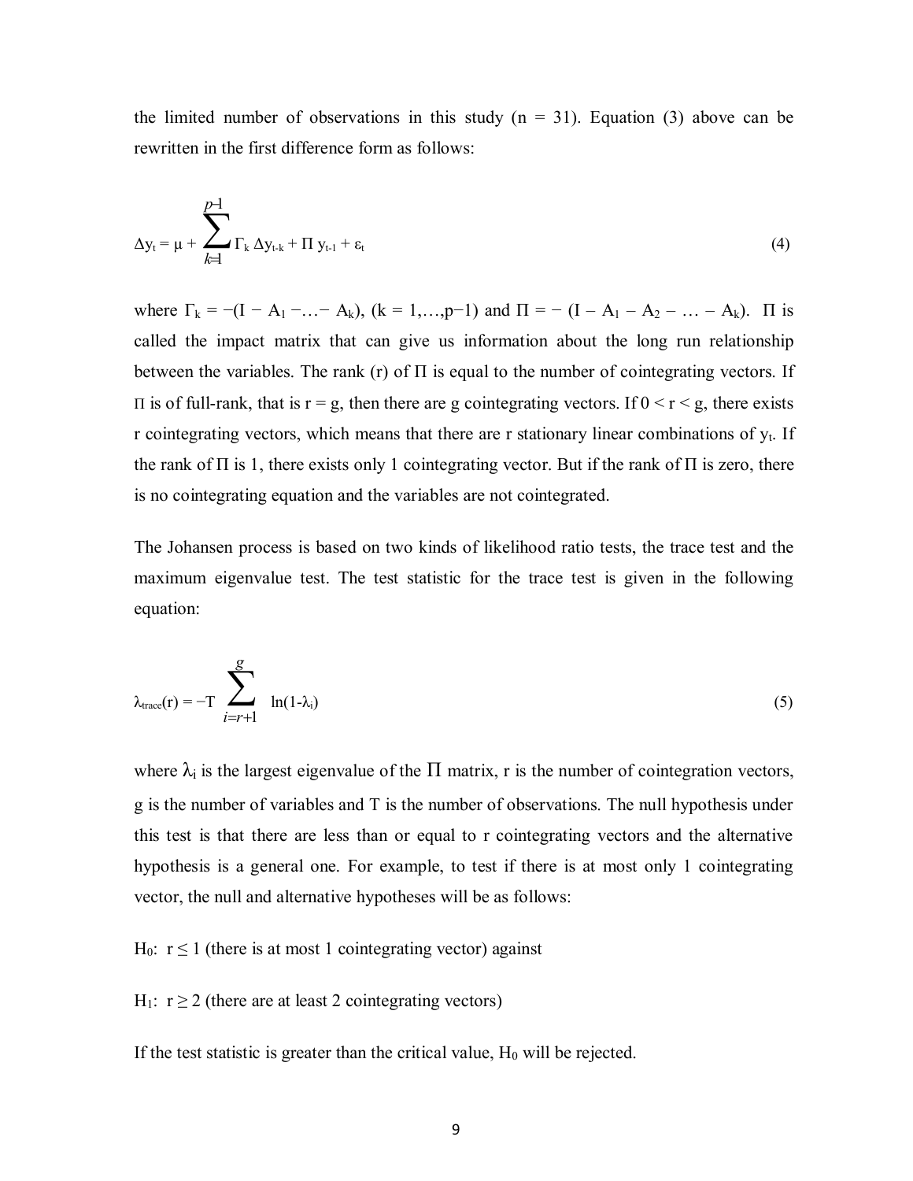the limited number of observations in this study (n = 31). Equation (3) above can be rewritten in the first difference form as follows:

$$\Delta y_t = \mu + \sum_{k=1}^{p-1} \Gamma_k \, \Delta y_{t-k} + \Pi \, y_{t-1} + \varepsilon_t \tag{4}$$

where $\Gamma_k = -(I - A_1 - \ldots - A_k)$, $(k = 1,\ldots,p-1)$ and $\Pi = -(I - A_1 - A_2 - \ldots - A_k)$. $\Pi$ is called the impact matrix that can give us information about the long run relationship between the variables. The rank (r) of $\Pi$ is equal to the number of cointegrating vectors. If $\Pi$ is of full-rank, that is r = g, then there are g cointegrating vectors. If $0 < r < g$, there exists r cointegrating vectors, which means that there are r stationary linear combinations of $y_t$. If the rank of $\Pi$ is 1, there exists only 1 cointegrating vector. But if the rank of $\Pi$ is zero, there is no cointegrating equation and the variables are not cointegrated.

The Johansen process is based on two kinds of likelihood ratio tests, the trace test and the maximum eigenvalue test. The test statistic for the trace test is given in the following equation:

$$\lambda_{trace}(r) = -T \sum_{i=r+1}^{g} \ln(1-\lambda_i) \tag{5}$$

where $\lambda_i$ is the largest eigenvalue of the $\Pi$ matrix, r is the number of cointegration vectors, g is the number of variables and T is the number of observations. The null hypothesis under this test is that there are less than or equal to r cointegrating vectors and the alternative hypothesis is a general one. For example, to test if there is at most only 1 cointegrating vector, the null and alternative hypotheses will be as follows:

$H_0$: $r \leq 1$ (there is at most 1 cointegrating vector) against

$H_1$: $r \geq 2$ (there are at least 2 cointegrating vectors)

If the test statistic is greater than the critical value, $H_0$ will be rejected.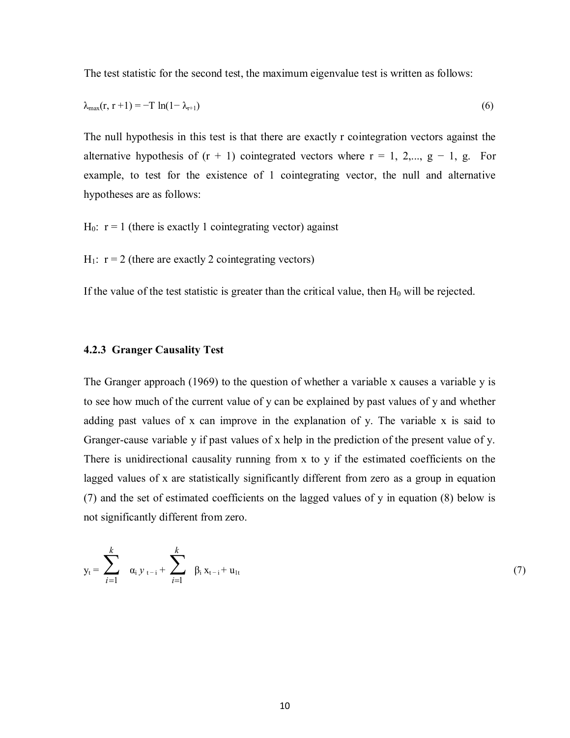The test statistic for the second test, the maximum eigenvalue test is written as follows:

$$\lambda_{max}(r, r+1) = -T \ln(1 - \lambda_{r+1}) \tag{6}$$

The null hypothesis in this test is that there are exactly r cointegration vectors against the alternative hypothesis of (r + 1) cointegrated vectors where r = 1, 2,..., g − 1, g. For example, to test for the existence of 1 cointegrating vector, the null and alternative hypotheses are as follows:

$H_0$: r = 1 (there is exactly 1 cointegrating vector) against

$H_1$: r = 2 (there are exactly 2 cointegrating vectors)

If the value of the test statistic is greater than the critical value, then $H_0$ will be rejected.

### 4.2.3 Granger Causality Test

The Granger approach (1969) to the question of whether a variable x causes a variable y is to see how much of the current value of y can be explained by past values of y and whether adding past values of x can improve in the explanation of y. The variable x is said to Granger-cause variable y if past values of x help in the prediction of the present value of y. There is unidirectional causality running from x to y if the estimated coefficients on the lagged values of x are statistically significantly different from zero as a group in equation (7) and the set of estimated coefficients on the lagged values of y in equation (8) below is not significantly different from zero.

$$y_t = \sum_{i=1}^{k} \alpha_i y_{t-i} + \sum_{i=1}^{k} \beta_i x_{t-i} + u_{1t} \tag{7}$$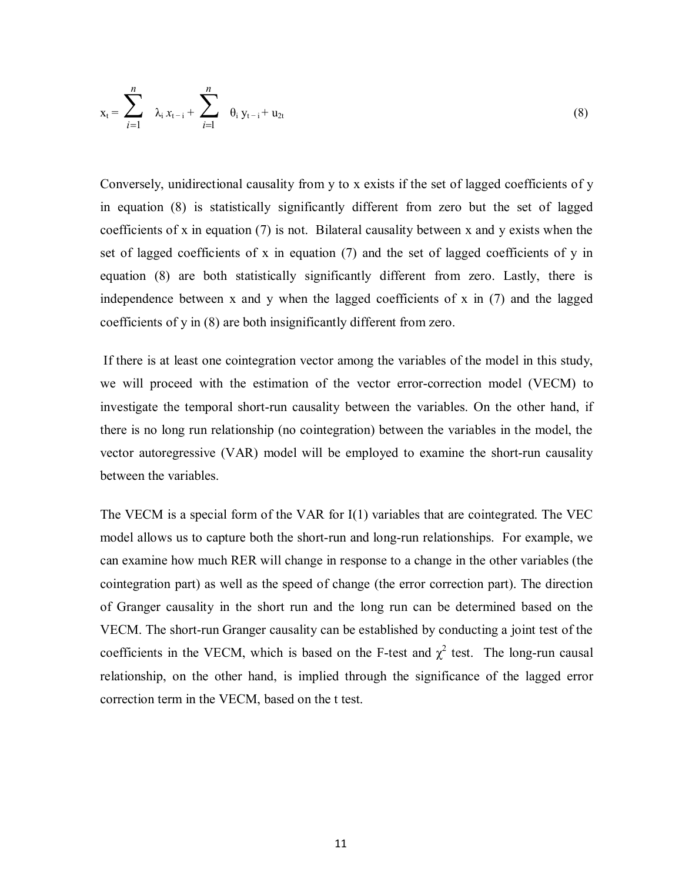$$x_t = \sum_{i=1}^{n} \lambda_i x_{t-i} + \sum_{i=1}^{n} \theta_i y_{t-i} + u_{2t} \tag{8}$$

Conversely, unidirectional causality from y to x exists if the set of lagged coefficients of y in equation (8) is statistically significantly different from zero but the set of lagged coefficients of x in equation (7) is not. Bilateral causality between x and y exists when the set of lagged coefficients of x in equation (7) and the set of lagged coefficients of y in equation (8) are both statistically significantly different from zero. Lastly, there is independence between x and y when the lagged coefficients of x in (7) and the lagged coefficients of y in (8) are both insignificantly different from zero.

If there is at least one cointegration vector among the variables of the model in this study, we will proceed with the estimation of the vector error-correction model (VECM) to investigate the temporal short-run causality between the variables. On the other hand, if there is no long run relationship (no cointegration) between the variables in the model, the vector autoregressive (VAR) model will be employed to examine the short-run causality between the variables.

The VECM is a special form of the VAR for I(1) variables that are cointegrated. The VEC model allows us to capture both the short-run and long-run relationships. For example, we can examine how much RER will change in response to a change in the other variables (the cointegration part) as well as the speed of change (the error correction part). The direction of Granger causality in the short run and the long run can be determined based on the VECM. The short-run Granger causality can be established by conducting a joint test of the coefficients in the VECM, which is based on the F-test and $\chi^2$ test. The long-run causal relationship, on the other hand, is implied through the significance of the lagged error correction term in the VECM, based on the t test.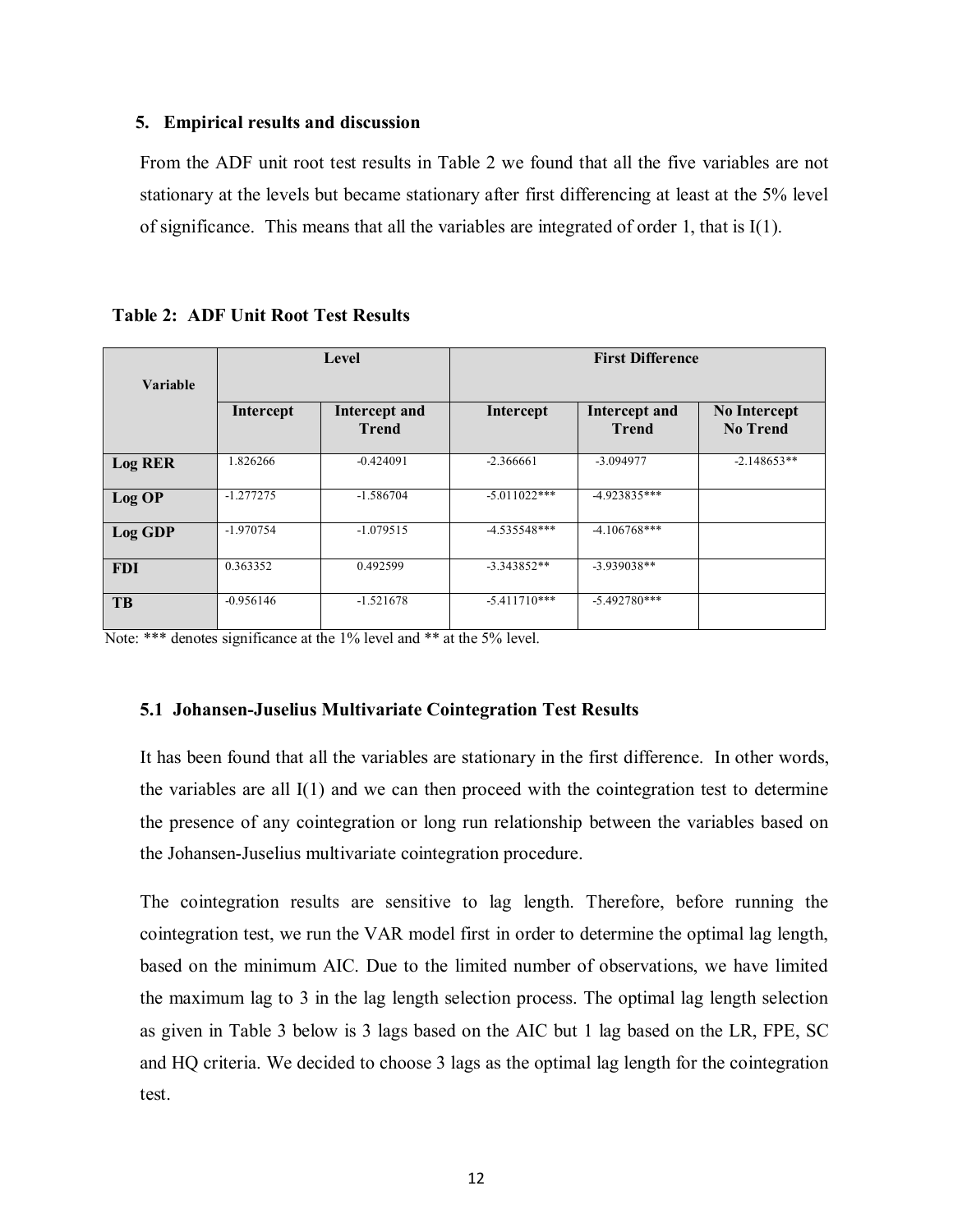## 5. Empirical results and discussion

From the ADF unit root test results in Table 2 we found that all the five variables are not stationary at the levels but became stationary after first differencing at least at the 5% level of significance. This means that all the variables are integrated of order 1, that is I(1).

**Table 2: ADF Unit Root Test Results**

| Variable | Level | | First Difference | | |
|---|---|---|---|---|---|
| | Intercept | Intercept and Trend | Intercept | Intercept and Trend | No Intercept No Trend |
| **Log RER** | 1.826266 | -0.424091 | -2.366661 | -3.094977 | -2.148653** |
| **Log OP** | -1.277275 | -1.586704 | -5.011022*** | -4.923835*** | |
| **Log GDP** | -1.970754 | -1.079515 | -4.535548*** | -4.106768*** | |
| **FDI** | 0.363352 | 0.492599 | -3.343852** | -3.939038** | |
| **TB** | -0.956146 | -1.521678 | -5.411710*** | -5.492780*** | |

Note: *** denotes significance at the 1% level and ** at the 5% level.

### 5.1 Johansen-Juselius Multivariate Cointegration Test Results

It has been found that all the variables are stationary in the first difference. In other words, the variables are all I(1) and we can then proceed with the cointegration test to determine the presence of any cointegration or long run relationship between the variables based on the Johansen-Juselius multivariate cointegration procedure.

The cointegration results are sensitive to lag length. Therefore, before running the cointegration test, we run the VAR model first in order to determine the optimal lag length, based on the minimum AIC. Due to the limited number of observations, we have limited the maximum lag to 3 in the lag length selection process. The optimal lag length selection as given in Table 3 below is 3 lags based on the AIC but 1 lag based on the LR, FPE, SC and HQ criteria. We decided to choose 3 lags as the optimal lag length for the cointegration test.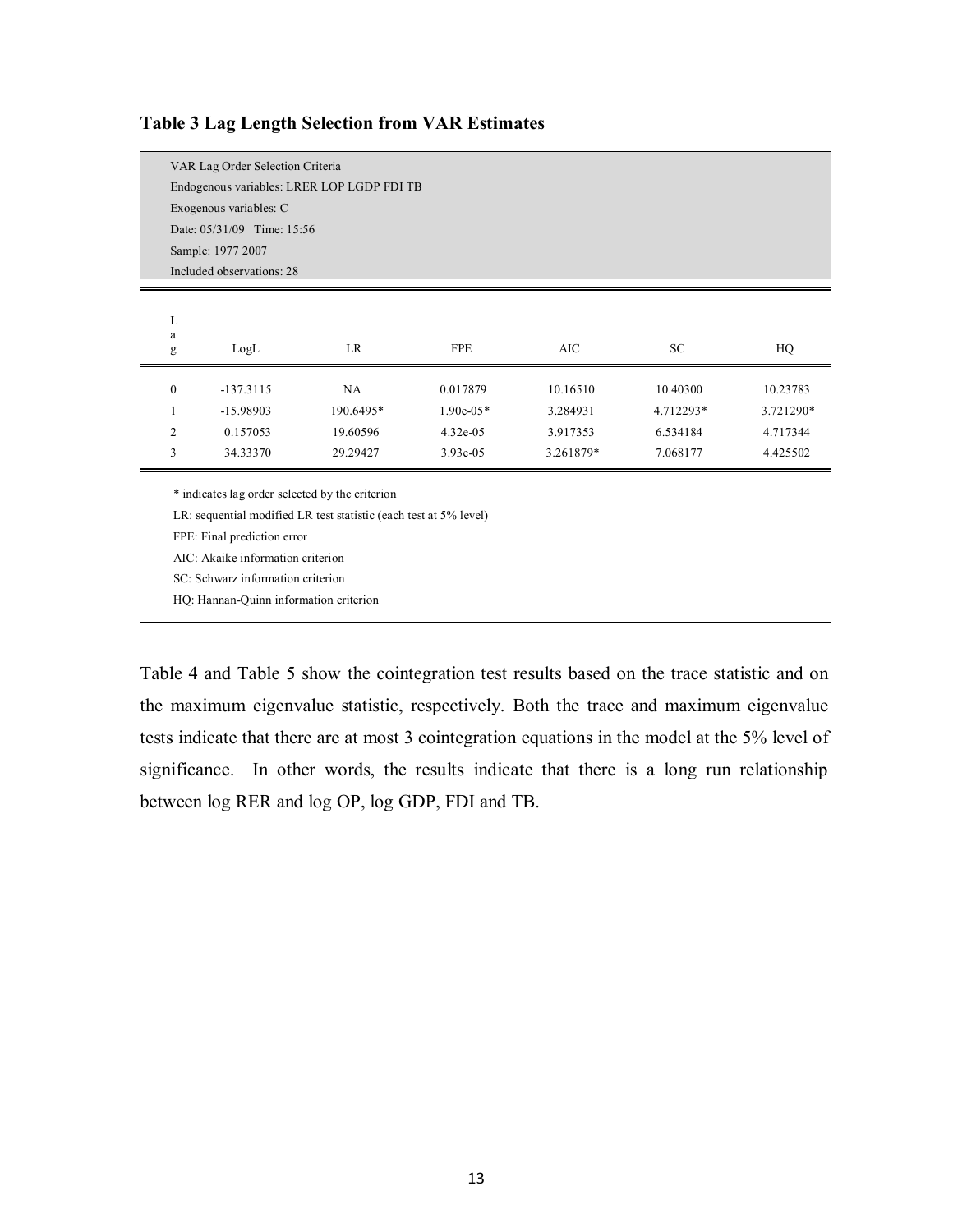**Table 3 Lag Length Selection from VAR Estimates**

VAR Lag Order Selection Criteria
Endogenous variables: LRER LOP LGDP FDI TB
Exogenous variables: C
Date: 05/31/09 Time: 15:56
Sample: 1977 2007
Included observations: 28

| Lag | LogL | LR | FPE | AIC | SC | HQ |
|---|---|---|---|---|---|---|
| 0 | -137.3115 | NA | 0.017879 | 10.16510 | 10.40300 | 10.23783 |
| 1 | -15.98903 | 190.6495* | 1.90e-05* | 3.284931 | 4.712293* | 3.721290* |
| 2 | 0.157053 | 19.60596 | 4.32e-05 | 3.917353 | 6.534184 | 4.717344 |
| 3 | 34.33370 | 29.29427 | 3.93e-05 | 3.261879* | 7.068177 | 4.425502 |

* indicates lag order selected by the criterion
LR: sequential modified LR test statistic (each test at 5% level)
FPE: Final prediction error
AIC: Akaike information criterion
SC: Schwarz information criterion
HQ: Hannan-Quinn information criterion

Table 4 and Table 5 show the cointegration test results based on the trace statistic and on the maximum eigenvalue statistic, respectively. Both the trace and maximum eigenvalue tests indicate that there are at most 3 cointegration equations in the model at the 5% level of significance. In other words, the results indicate that there is a long run relationship between log RER and log OP, log GDP, FDI and TB.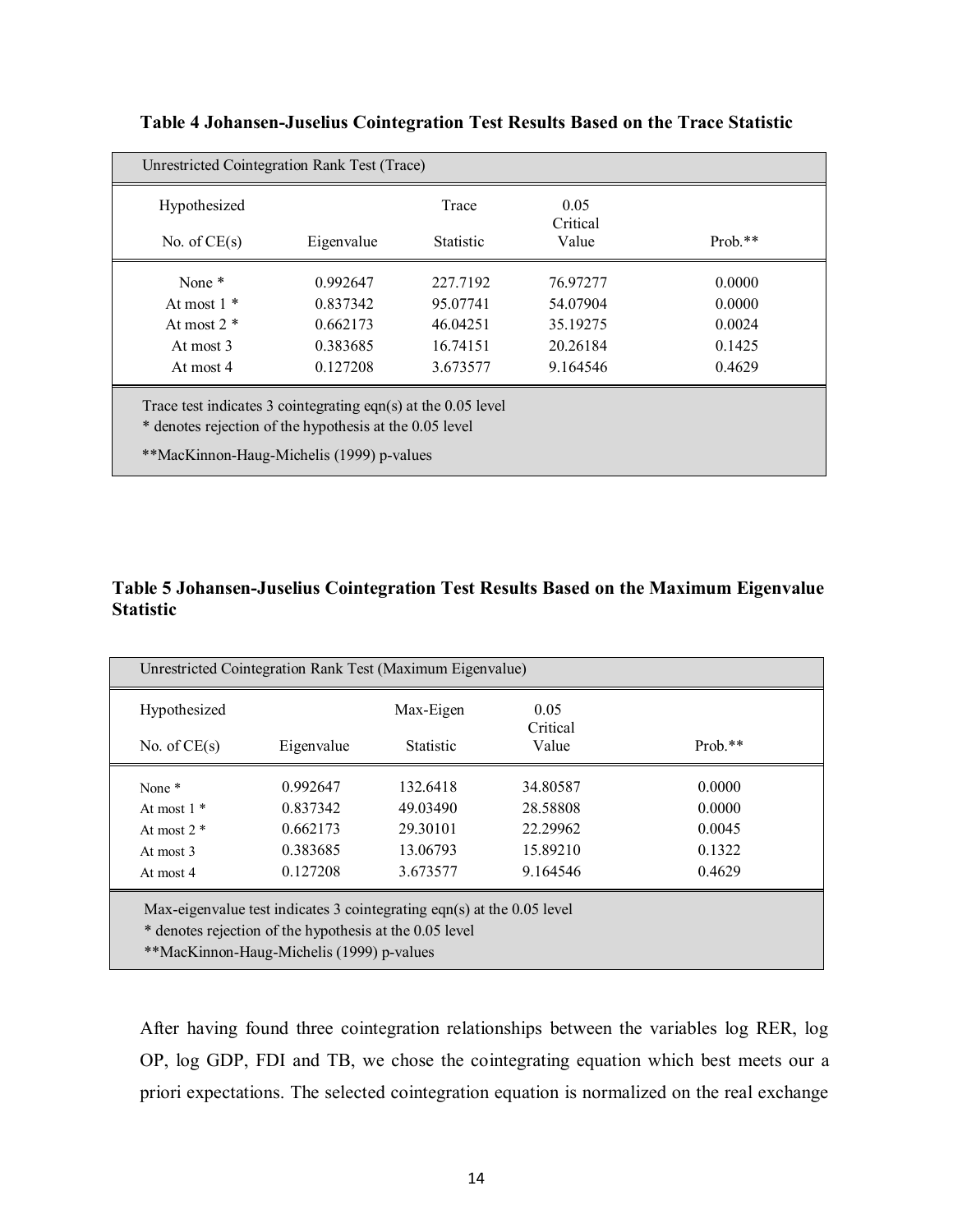**Table 4 Johansen-Juselius Cointegration Test Results Based on the Trace Statistic**

| Unrestricted Cointegration Rank Test (Trace) | | | | |
|---|---|---|---|---|
| Hypothesized No. of CE(s) | Eigenvalue | Trace Statistic | 0.05 Critical Value | Prob.** |
| None * | 0.992647 | 227.7192 | 76.97277 | 0.0000 |
| At most 1 * | 0.837342 | 95.07741 | 54.07904 | 0.0000 |
| At most 2 * | 0.662173 | 46.04251 | 35.19275 | 0.0024 |
| At most 3 | 0.383685 | 16.74151 | 20.26184 | 0.1425 |
| At most 4 | 0.127208 | 3.673577 | 9.164546 | 0.4629 |

Trace test indicates 3 cointegrating eqn(s) at the 0.05 level
* denotes rejection of the hypothesis at the 0.05 level
**MacKinnon-Haug-Michelis (1999) p-values

**Table 5 Johansen-Juselius Cointegration Test Results Based on the Maximum Eigenvalue Statistic**

| Unrestricted Cointegration Rank Test (Maximum Eigenvalue) | | | | |
|---|---|---|---|---|
| Hypothesized No. of CE(s) | Eigenvalue | Max-Eigen Statistic | 0.05 Critical Value | Prob.** |
| None * | 0.992647 | 132.6418 | 34.80587 | 0.0000 |
| At most 1 * | 0.837342 | 49.03490 | 28.58808 | 0.0000 |
| At most 2 * | 0.662173 | 29.30101 | 22.29962 | 0.0045 |
| At most 3 | 0.383685 | 13.06793 | 15.89210 | 0.1322 |
| At most 4 | 0.127208 | 3.673577 | 9.164546 | 0.4629 |

Max-eigenvalue test indicates 3 cointegrating eqn(s) at the 0.05 level
* denotes rejection of the hypothesis at the 0.05 level
**MacKinnon-Haug-Michelis (1999) p-values

After having found three cointegration relationships between the variables log RER, log OP, log GDP, FDI and TB, we chose the cointegrating equation which best meets our a priori expectations. The selected cointegration equation is normalized on the real exchange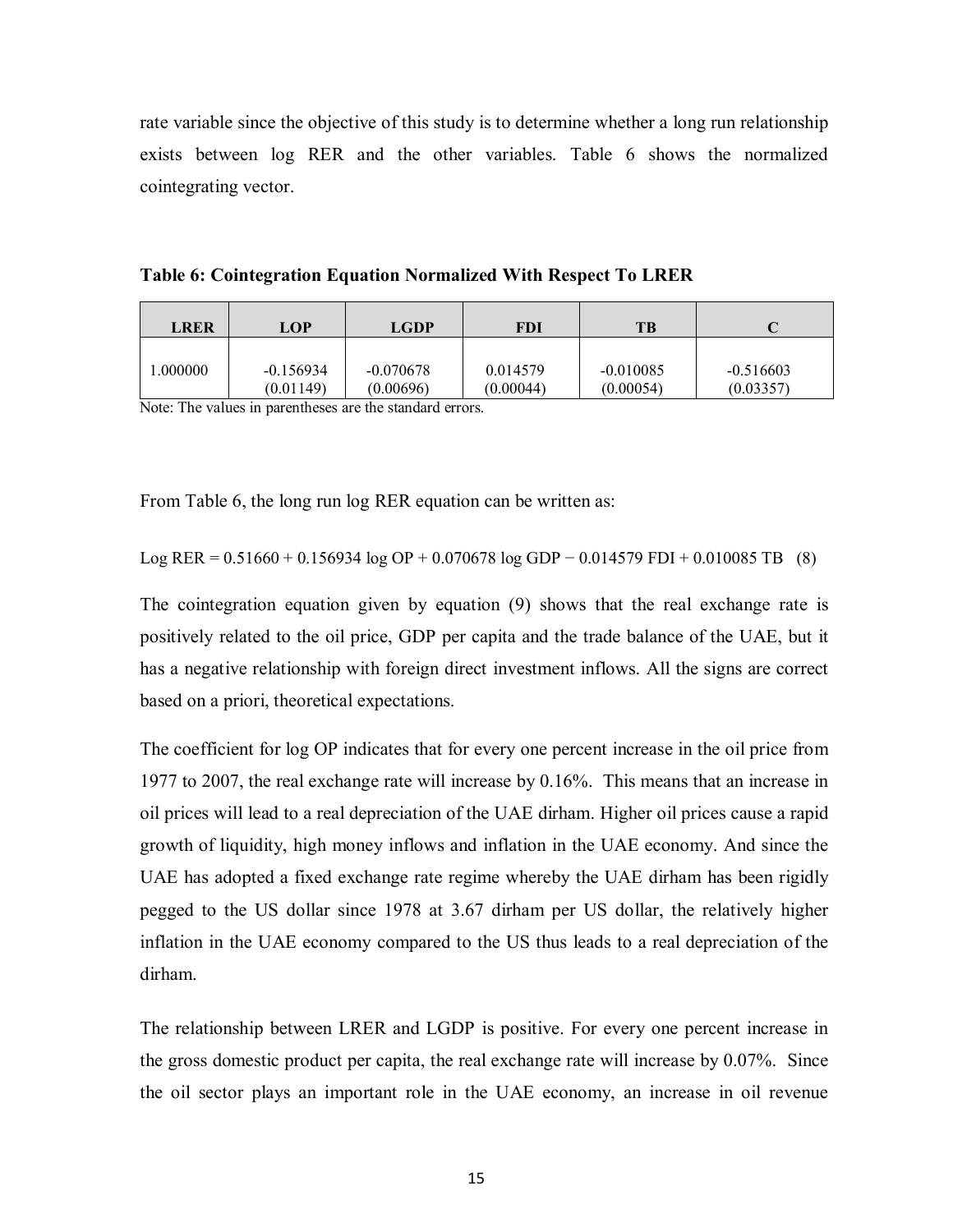rate variable since the objective of this study is to determine whether a long run relationship exists between log RER and the other variables. Table 6 shows the normalized cointegrating vector.

**Table 6: Cointegration Equation Normalized With Respect To LRER**

| LRER | LOP | LGDP | FDI | TB | C |
|---|---|---|---|---|---|
| 1.000000 | -0.156934<br>(0.01149) | -0.070678<br>(0.00696) | 0.014579<br>(0.00044) | -0.010085<br>(0.00054) | -0.516603<br>(0.03357) |

Note: The values in parentheses are the standard errors.

From Table 6, the long run log RER equation can be written as:

$$\text{Log RER} = 0.51660 + 0.156934 \log OP + 0.070678 \log GDP - 0.014579\ FDI + 0.010085\ TB \quad (8)$$

The cointegration equation given by equation (9) shows that the real exchange rate is positively related to the oil price, GDP per capita and the trade balance of the UAE, but it has a negative relationship with foreign direct investment inflows. All the signs are correct based on a priori, theoretical expectations.

The coefficient for log OP indicates that for every one percent increase in the oil price from 1977 to 2007, the real exchange rate will increase by 0.16%. This means that an increase in oil prices will lead to a real depreciation of the UAE dirham. Higher oil prices cause a rapid growth of liquidity, high money inflows and inflation in the UAE economy. And since the UAE has adopted a fixed exchange rate regime whereby the UAE dirham has been rigidly pegged to the US dollar since 1978 at 3.67 dirham per US dollar, the relatively higher inflation in the UAE economy compared to the US thus leads to a real depreciation of the dirham.

The relationship between LRER and LGDP is positive. For every one percent increase in the gross domestic product per capita, the real exchange rate will increase by 0.07%. Since the oil sector plays an important role in the UAE economy, an increase in oil revenue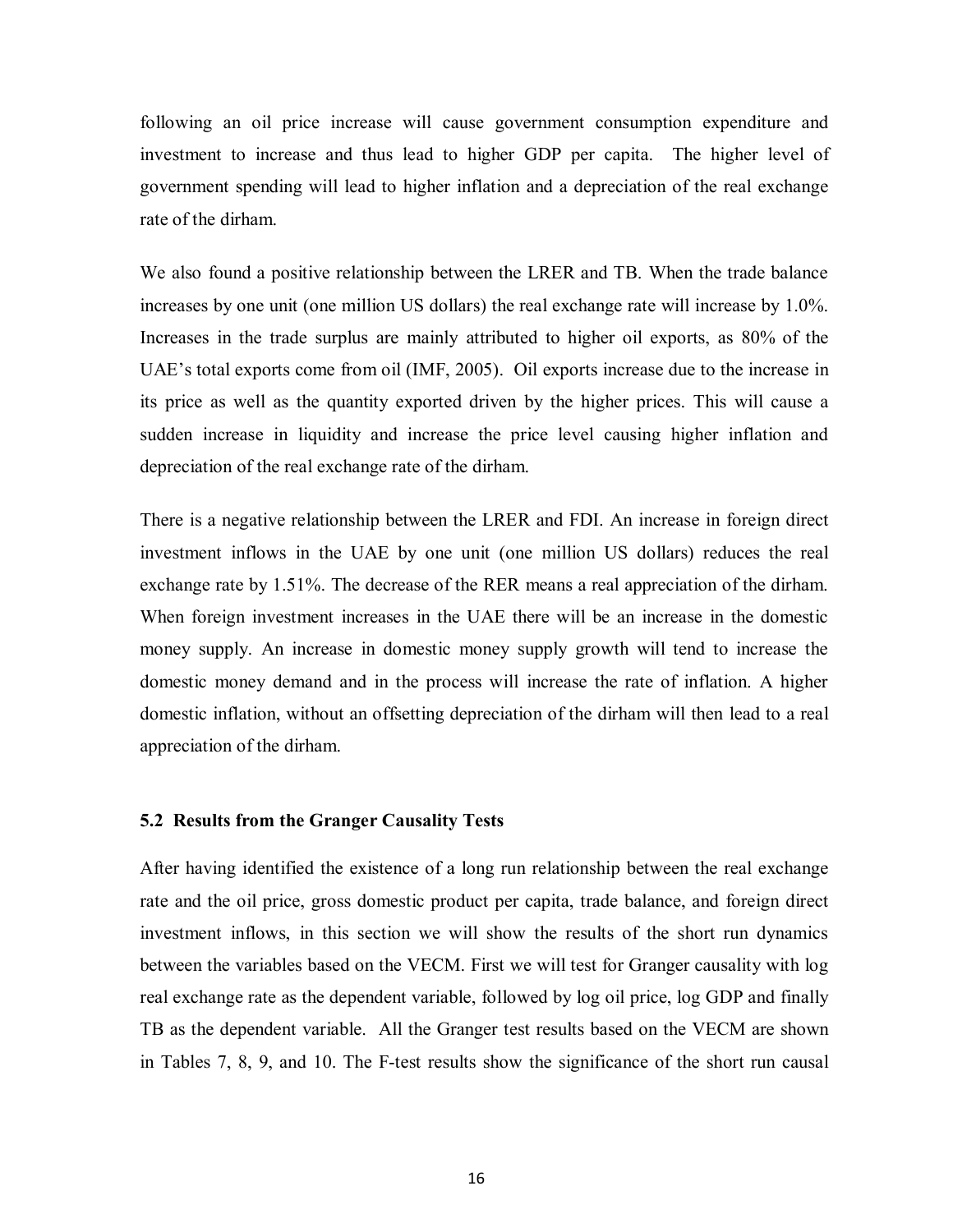following an oil price increase will cause government consumption expenditure and investment to increase and thus lead to higher GDP per capita. The higher level of government spending will lead to higher inflation and a depreciation of the real exchange rate of the dirham.

We also found a positive relationship between the LRER and TB. When the trade balance increases by one unit (one million US dollars) the real exchange rate will increase by 1.0%. Increases in the trade surplus are mainly attributed to higher oil exports, as 80% of the UAE's total exports come from oil (IMF, 2005). Oil exports increase due to the increase in its price as well as the quantity exported driven by the higher prices. This will cause a sudden increase in liquidity and increase the price level causing higher inflation and depreciation of the real exchange rate of the dirham.

There is a negative relationship between the LRER and FDI. An increase in foreign direct investment inflows in the UAE by one unit (one million US dollars) reduces the real exchange rate by 1.51%. The decrease of the RER means a real appreciation of the dirham. When foreign investment increases in the UAE there will be an increase in the domestic money supply. An increase in domestic money supply growth will tend to increase the domestic money demand and in the process will increase the rate of inflation. A higher domestic inflation, without an offsetting depreciation of the dirham will then lead to a real appreciation of the dirham.

### 5.2 Results from the Granger Causality Tests

After having identified the existence of a long run relationship between the real exchange rate and the oil price, gross domestic product per capita, trade balance, and foreign direct investment inflows, in this section we will show the results of the short run dynamics between the variables based on the VECM. First we will test for Granger causality with log real exchange rate as the dependent variable, followed by log oil price, log GDP and finally TB as the dependent variable. All the Granger test results based on the VECM are shown in Tables 7, 8, 9, and 10. The F-test results show the significance of the short run causal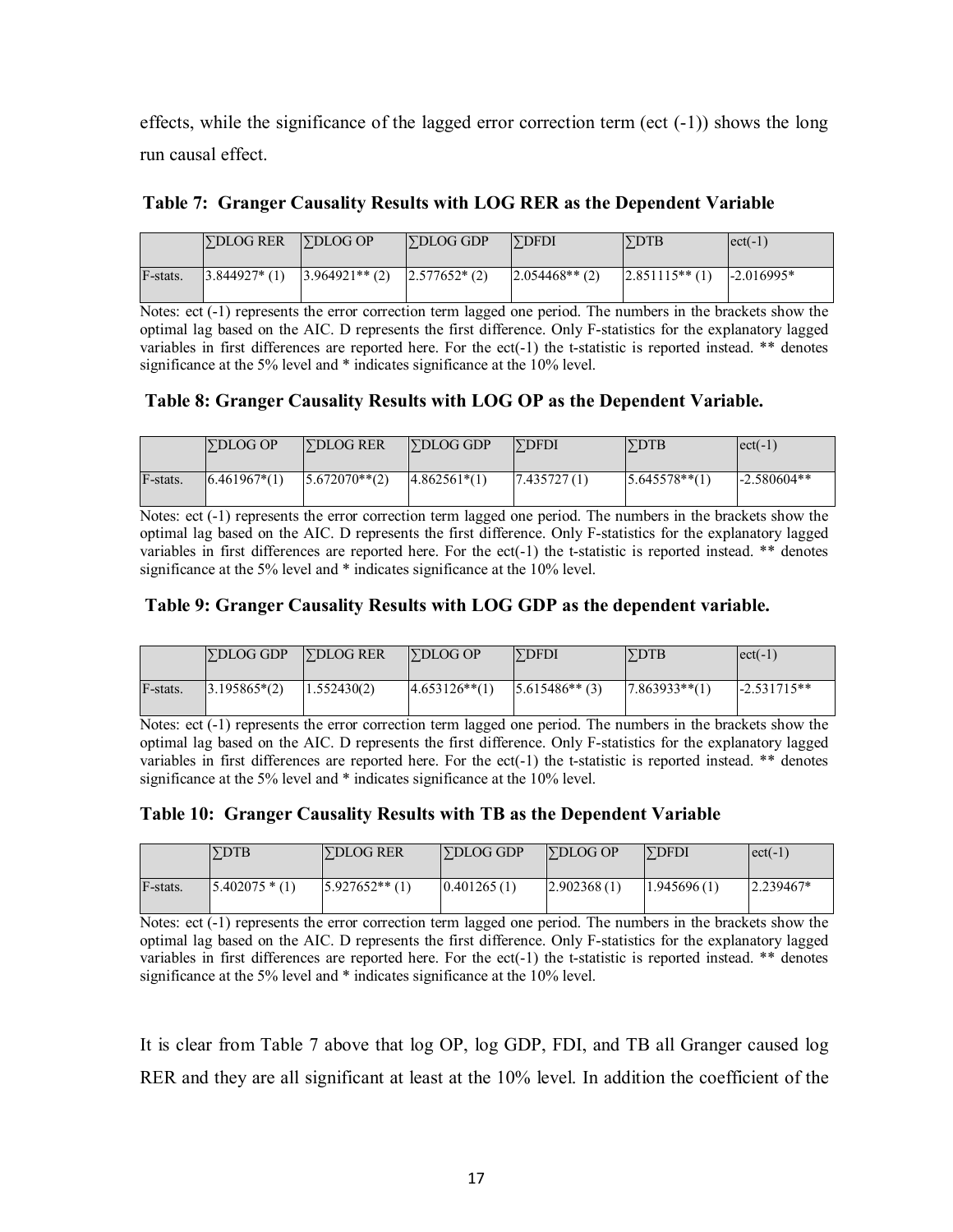effects, while the significance of the lagged error correction term (ect (-1)) shows the long run causal effect.

**Table 7: Granger Causality Results with LOG RER as the Dependent Variable**

| | ∑DLOG RER | ∑DLOG OP | ∑DLOG GDP | ∑DFDI | ∑DTB | ect(-1) |
|---|---|---|---|---|---|---|
| F-stats. | 3.844927* (1) | 3.964921** (2) | 2.577652* (2) | 2.054468** (2) | 2.851115** (1) | -2.016995* |

Notes: ect (-1) represents the error correction term lagged one period. The numbers in the brackets show the optimal lag based on the AIC. D represents the first difference. Only F-statistics for the explanatory lagged variables in first differences are reported here. For the ect(-1) the t-statistic is reported instead. ** denotes significance at the 5% level and * indicates significance at the 10% level.

**Table 8: Granger Causality Results with LOG OP as the Dependent Variable.**

| | ∑DLOG OP | ∑DLOG RER | ∑DLOG GDP | ∑DFDI | ∑DTB | ect(-1) |
|---|---|---|---|---|---|---|
| F-stats. | 6.461967*(1) | 5.672070**(2) | 4.862561*(1) | 7.435727 (1) | 5.645578**(1) | -2.580604** |

Notes: ect (-1) represents the error correction term lagged one period. The numbers in the brackets show the optimal lag based on the AIC. D represents the first difference. Only F-statistics for the explanatory lagged variables in first differences are reported here. For the ect(-1) the t-statistic is reported instead. ** denotes significance at the 5% level and * indicates significance at the 10% level.

**Table 9: Granger Causality Results with LOG GDP as the dependent variable.**

| | ∑DLOG GDP | ∑DLOG RER | ∑DLOG OP | ∑DFDI | ∑DTB | ect(-1) |
|---|---|---|---|---|---|---|
| F-stats. | 3.195865*(2) | 1.552430(2) | 4.653126**(1) | 5.615486** (3) | 7.863933**(1) | -2.531715** |

Notes: ect (-1) represents the error correction term lagged one period. The numbers in the brackets show the optimal lag based on the AIC. D represents the first difference. Only F-statistics for the explanatory lagged variables in first differences are reported here. For the ect(-1) the t-statistic is reported instead. ** denotes significance at the 5% level and * indicates significance at the 10% level.

**Table 10: Granger Causality Results with TB as the Dependent Variable**

| | ∑DTB | ∑DLOG RER | ∑DLOG GDP | ∑DLOG OP | ∑DFDI | ect(-1) |
|---|---|---|---|---|---|---|
| F-stats. | 5.402075 * (1) | 5.927652** (1) | 0.401265 (1) | 2.902368 (1) | 1.945696 (1) | 2.239467* |

Notes: ect (-1) represents the error correction term lagged one period. The numbers in the brackets show the optimal lag based on the AIC. D represents the first difference. Only F-statistics for the explanatory lagged variables in first differences are reported here. For the ect(-1) the t-statistic is reported instead. ** denotes significance at the 5% level and * indicates significance at the 10% level.

It is clear from Table 7 above that log OP, log GDP, FDI, and TB all Granger caused log RER and they are all significant at least at the 10% level. In addition the coefficient of the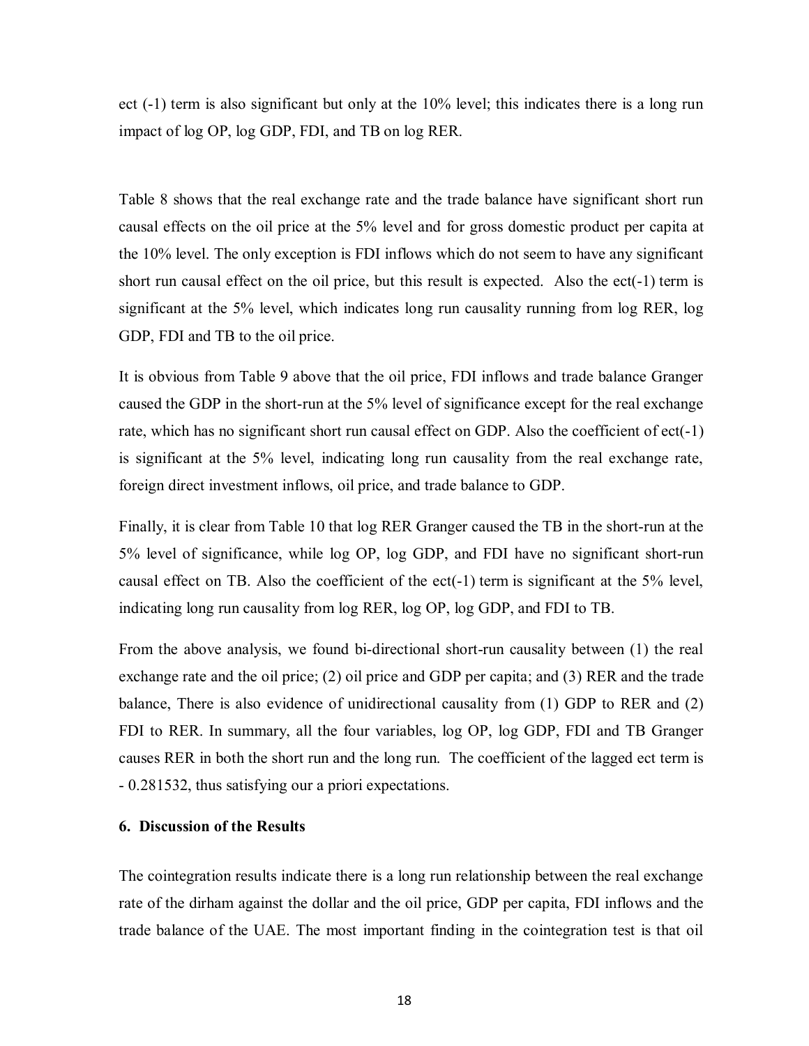ect (-1) term is also significant but only at the 10% level; this indicates there is a long run impact of log OP, log GDP, FDI, and TB on log RER.

Table 8 shows that the real exchange rate and the trade balance have significant short run causal effects on the oil price at the 5% level and for gross domestic product per capita at the 10% level. The only exception is FDI inflows which do not seem to have any significant short run causal effect on the oil price, but this result is expected. Also the ect(-1) term is significant at the 5% level, which indicates long run causality running from log RER, log GDP, FDI and TB to the oil price.

It is obvious from Table 9 above that the oil price, FDI inflows and trade balance Granger caused the GDP in the short-run at the 5% level of significance except for the real exchange rate, which has no significant short run causal effect on GDP. Also the coefficient of ect(-1) is significant at the 5% level, indicating long run causality from the real exchange rate, foreign direct investment inflows, oil price, and trade balance to GDP.

Finally, it is clear from Table 10 that log RER Granger caused the TB in the short-run at the 5% level of significance, while log OP, log GDP, and FDI have no significant short-run causal effect on TB. Also the coefficient of the ect(-1) term is significant at the 5% level, indicating long run causality from log RER, log OP, log GDP, and FDI to TB.

From the above analysis, we found bi-directional short-run causality between (1) the real exchange rate and the oil price; (2) oil price and GDP per capita; and (3) RER and the trade balance, There is also evidence of unidirectional causality from (1) GDP to RER and (2) FDI to RER. In summary, all the four variables, log OP, log GDP, FDI and TB Granger causes RER in both the short run and the long run. The coefficient of the lagged ect term is - 0.281532, thus satisfying our a priori expectations.

### 6. Discussion of the Results

The cointegration results indicate there is a long run relationship between the real exchange rate of the dirham against the dollar and the oil price, GDP per capita, FDI inflows and the trade balance of the UAE. The most important finding in the cointegration test is that oil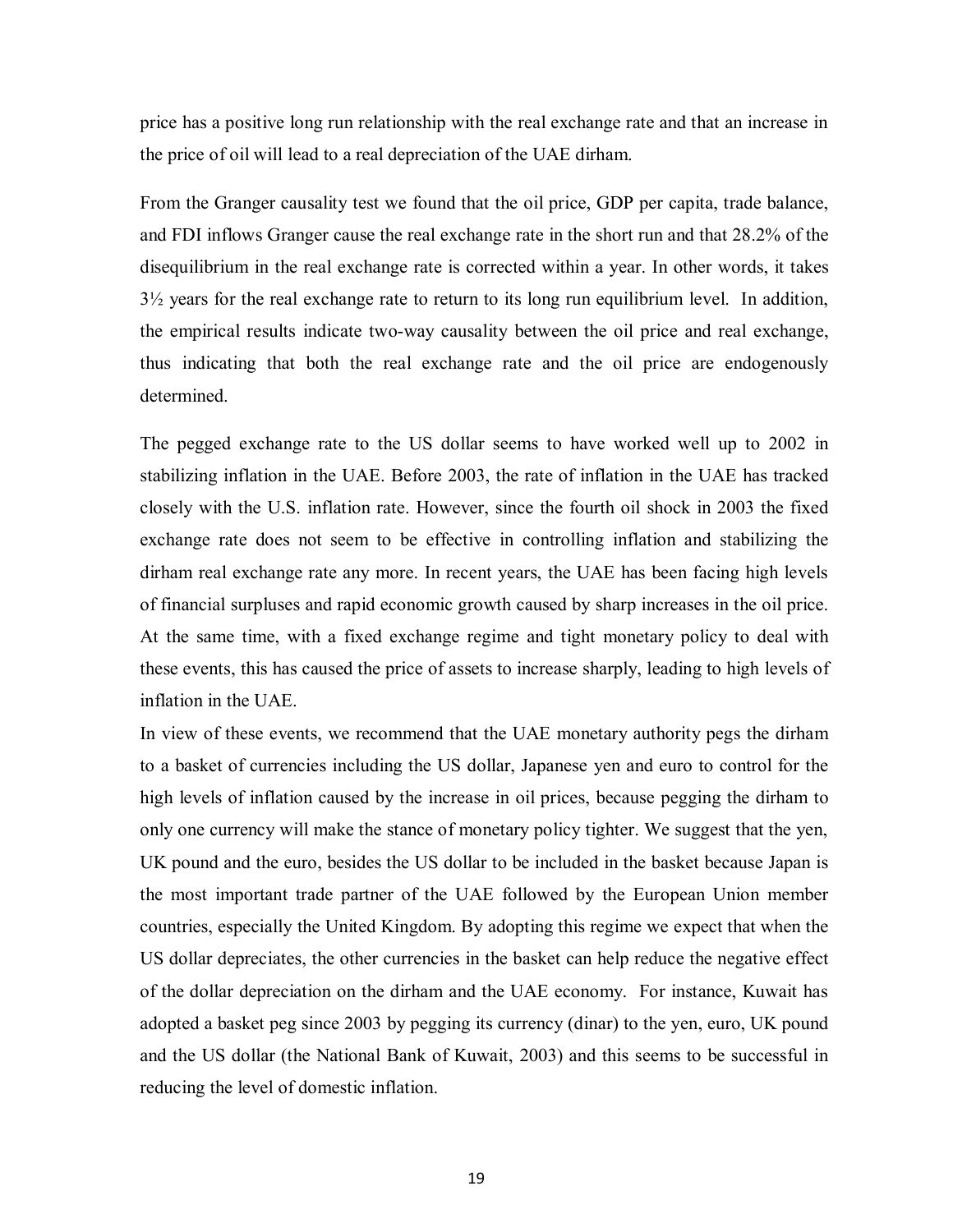price has a positive long run relationship with the real exchange rate and that an increase in the price of oil will lead to a real depreciation of the UAE dirham.

From the Granger causality test we found that the oil price, GDP per capita, trade balance, and FDI inflows Granger cause the real exchange rate in the short run and that 28.2% of the disequilibrium in the real exchange rate is corrected within a year. In other words, it takes 3½ years for the real exchange rate to return to its long run equilibrium level. In addition, the empirical results indicate two-way causality between the oil price and real exchange, thus indicating that both the real exchange rate and the oil price are endogenously determined.

The pegged exchange rate to the US dollar seems to have worked well up to 2002 in stabilizing inflation in the UAE. Before 2003, the rate of inflation in the UAE has tracked closely with the U.S. inflation rate. However, since the fourth oil shock in 2003 the fixed exchange rate does not seem to be effective in controlling inflation and stabilizing the dirham real exchange rate any more. In recent years, the UAE has been facing high levels of financial surpluses and rapid economic growth caused by sharp increases in the oil price. At the same time, with a fixed exchange regime and tight monetary policy to deal with these events, this has caused the price of assets to increase sharply, leading to high levels of inflation in the UAE.

In view of these events, we recommend that the UAE monetary authority pegs the dirham to a basket of currencies including the US dollar, Japanese yen and euro to control for the high levels of inflation caused by the increase in oil prices, because pegging the dirham to only one currency will make the stance of monetary policy tighter. We suggest that the yen, UK pound and the euro, besides the US dollar to be included in the basket because Japan is the most important trade partner of the UAE followed by the European Union member countries, especially the United Kingdom. By adopting this regime we expect that when the US dollar depreciates, the other currencies in the basket can help reduce the negative effect of the dollar depreciation on the dirham and the UAE economy. For instance, Kuwait has adopted a basket peg since 2003 by pegging its currency (dinar) to the yen, euro, UK pound and the US dollar (the National Bank of Kuwait, 2003) and this seems to be successful in reducing the level of domestic inflation.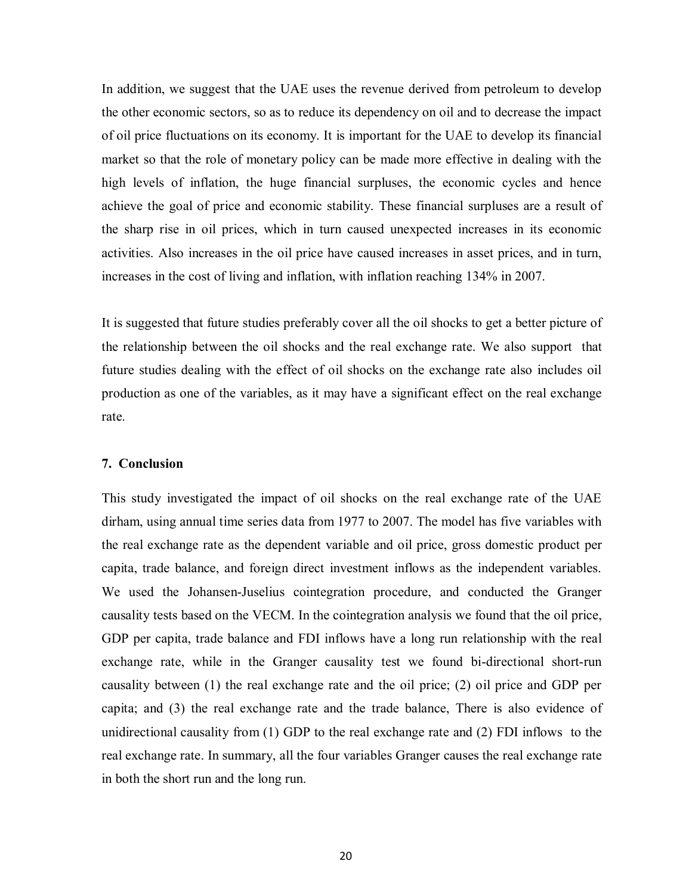In addition, we suggest that the UAE uses the revenue derived from petroleum to develop the other economic sectors, so as to reduce its dependency on oil and to decrease the impact of oil price fluctuations on its economy. It is important for the UAE to develop its financial market so that the role of monetary policy can be made more effective in dealing with the high levels of inflation, the huge financial surpluses, the economic cycles and hence achieve the goal of price and economic stability. These financial surpluses are a result of the sharp rise in oil prices, which in turn caused unexpected increases in its economic activities. Also increases in the oil price have caused increases in asset prices, and in turn, increases in the cost of living and inflation, with inflation reaching 134% in 2007.

It is suggested that future studies preferably cover all the oil shocks to get a better picture of the relationship between the oil shocks and the real exchange rate. We also support that future studies dealing with the effect of oil shocks on the exchange rate also includes oil production as one of the variables, as it may have a significant effect on the real exchange rate.

## 7. Conclusion

This study investigated the impact of oil shocks on the real exchange rate of the UAE dirham, using annual time series data from 1977 to 2007. The model has five variables with the real exchange rate as the dependent variable and oil price, gross domestic product per capita, trade balance, and foreign direct investment inflows as the independent variables. We used the Johansen-Juselius cointegration procedure, and conducted the Granger causality tests based on the VECM. In the cointegration analysis we found that the oil price, GDP per capita, trade balance and FDI inflows have a long run relationship with the real exchange rate, while in the Granger causality test we found bi-directional short-run causality between (1) the real exchange rate and the oil price; (2) oil price and GDP per capita; and (3) the real exchange rate and the trade balance, There is also evidence of unidirectional causality from (1) GDP to the real exchange rate and (2) FDI inflows to the real exchange rate. In summary, all the four variables Granger causes the real exchange rate in both the short run and the long run.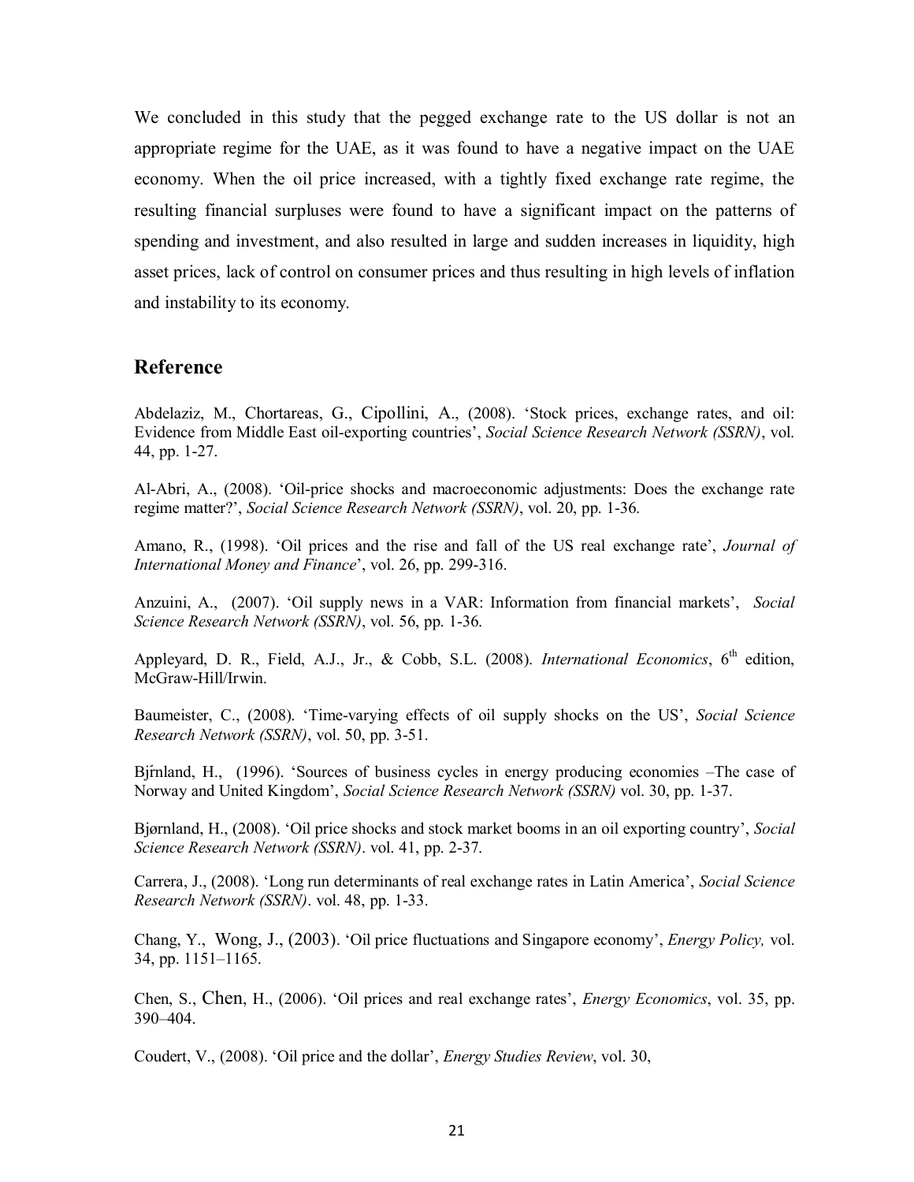We concluded in this study that the pegged exchange rate to the US dollar is not an appropriate regime for the UAE, as it was found to have a negative impact on the UAE economy. When the oil price increased, with a tightly fixed exchange rate regime, the resulting financial surpluses were found to have a significant impact on the patterns of spending and investment, and also resulted in large and sudden increases in liquidity, high asset prices, lack of control on consumer prices and thus resulting in high levels of inflation and instability to its economy.

## Reference

Abdelaziz, M., Chortareas, G., Cipollini, A., (2008). 'Stock prices, exchange rates, and oil: Evidence from Middle East oil-exporting countries', *Social Science Research Network (SSRN)*, vol. 44, pp. 1-27.

Al-Abri, A., (2008). 'Oil-price shocks and macroeconomic adjustments: Does the exchange rate regime matter?', *Social Science Research Network (SSRN)*, vol. 20, pp. 1-36.

Amano, R., (1998). 'Oil prices and the rise and fall of the US real exchange rate', *Journal of International Money and Finance*', vol. 26, pp. 299-316.

Anzuini, A., (2007). 'Oil supply news in a VAR: Information from financial markets', *Social Science Research Network (SSRN)*, vol. 56, pp. 1-36.

Appleyard, D. R., Field, A.J., Jr., & Cobb, S.L. (2008). *International Economics*, 6th edition, McGraw-Hill/Irwin.

Baumeister, C., (2008). 'Time-varying effects of oil supply shocks on the US', *Social Science Research Network (SSRN)*, vol. 50, pp. 3-51.

Bjřnland, H., (1996). 'Sources of business cycles in energy producing economies –The case of Norway and United Kingdom', *Social Science Research Network (SSRN)* vol. 30, pp. 1-37.

Bjørnland, H., (2008). 'Oil price shocks and stock market booms in an oil exporting country', *Social Science Research Network (SSRN)*. vol. 41, pp. 2-37.

Carrera, J., (2008). 'Long run determinants of real exchange rates in Latin America', *Social Science Research Network (SSRN)*. vol. 48, pp. 1-33.

Chang, Y., Wong, J., (2003). 'Oil price fluctuations and Singapore economy', *Energy Policy,* vol. 34, pp. 1151–1165.

Chen, S., Chen, H., (2006). 'Oil prices and real exchange rates', *Energy Economics*, vol. 35, pp. 390–404.

Coudert, V., (2008). 'Oil price and the dollar', *Energy Studies Review*, vol. 30,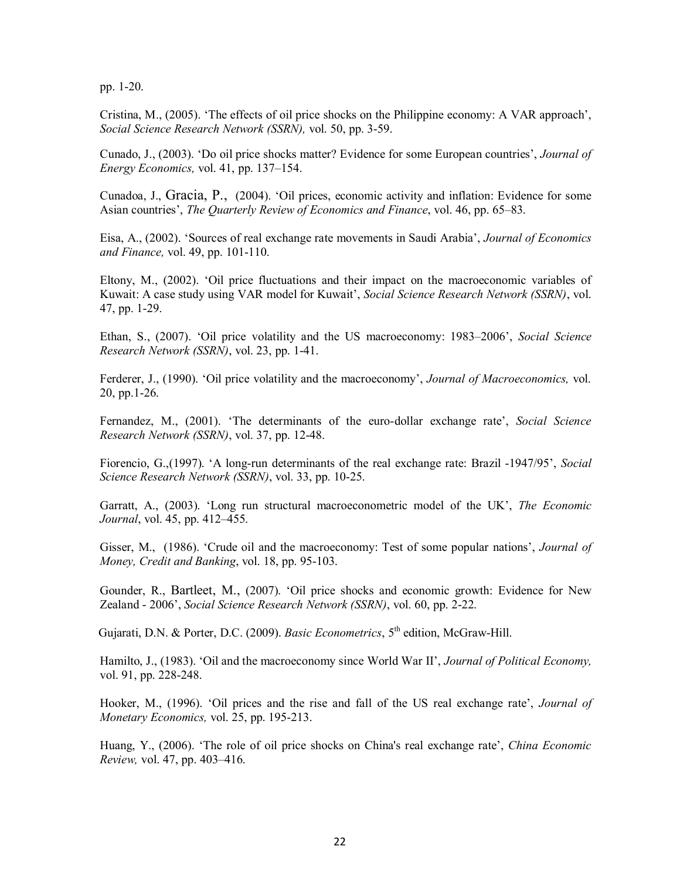pp. 1-20.

Cristina, M., (2005). 'The effects of oil price shocks on the Philippine economy: A VAR approach', *Social Science Research Network (SSRN),* vol. 50, pp. 3-59.

Cunado, J., (2003). 'Do oil price shocks matter? Evidence for some European countries', *Journal of Energy Economics,* vol. 41, pp. 137–154.

Cunadoa, J., Gracia, P., (2004). 'Oil prices, economic activity and inflation: Evidence for some Asian countries', *The Quarterly Review of Economics and Finance*, vol. 46, pp. 65–83.

Eisa, A., (2002). 'Sources of real exchange rate movements in Saudi Arabia', *Journal of Economics and Finance,* vol. 49, pp. 101-110.

Eltony, M., (2002). 'Oil price fluctuations and their impact on the macroeconomic variables of Kuwait: A case study using VAR model for Kuwait', *Social Science Research Network (SSRN)*, vol. 47, pp. 1-29.

Ethan, S., (2007). 'Oil price volatility and the US macroeconomy: 1983–2006', *Social Science Research Network (SSRN)*, vol. 23, pp. 1-41.

Ferderer, J., (1990). 'Oil price volatility and the macroeconomy', *Journal of Macroeconomics,* vol. 20, pp.1-26.

Fernandez, M., (2001). 'The determinants of the euro-dollar exchange rate', *Social Science Research Network (SSRN)*, vol. 37, pp. 12-48.

Fiorencio, G.,(1997). 'A long-run determinants of the real exchange rate: Brazil -1947/95', *Social Science Research Network (SSRN)*, vol. 33, pp. 10-25.

Garratt, A., (2003). 'Long run structural macroeconometric model of the UK', *The Economic Journal*, vol. 45, pp. 412–455.

Gisser, M., (1986). 'Crude oil and the macroeconomy: Test of some popular nations', *Journal of Money, Credit and Banking*, vol. 18, pp. 95-103.

Gounder, R., Bartleet, M., (2007). 'Oil price shocks and economic growth: Evidence for New Zealand - 2006', *Social Science Research Network (SSRN)*, vol. 60, pp. 2-22.

Gujarati, D.N. & Porter, D.C. (2009). *Basic Econometrics*, 5th edition, McGraw-Hill.

Hamilto, J., (1983). 'Oil and the macroeconomy since World War II', *Journal of Political Economy,* vol. 91, pp. 228-248.

Hooker, M., (1996). 'Oil prices and the rise and fall of the US real exchange rate', *Journal of Monetary Economics,* vol. 25, pp. 195-213.

Huang, Y., (2006). 'The role of oil price shocks on China's real exchange rate', *China Economic Review,* vol. 47, pp. 403–416.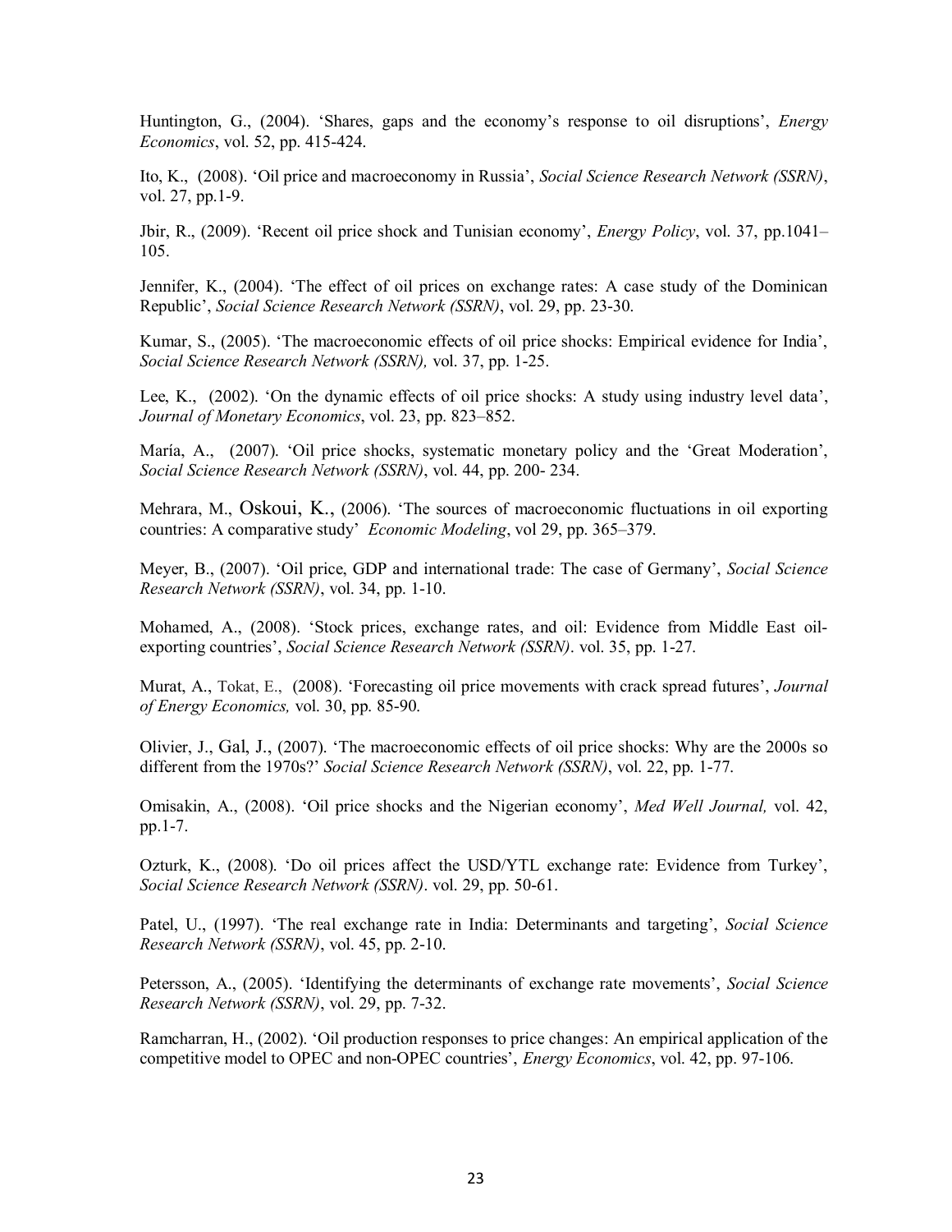Huntington, G., (2004). 'Shares, gaps and the economy's response to oil disruptions', *Energy Economics*, vol. 52, pp. 415-424.

Ito, K., (2008). 'Oil price and macroeconomy in Russia', *Social Science Research Network (SSRN)*, vol. 27, pp.1-9.

Jbir, R., (2009). 'Recent oil price shock and Tunisian economy', *Energy Policy*, vol. 37, pp.1041–105.

Jennifer, K., (2004). 'The effect of oil prices on exchange rates: A case study of the Dominican Republic', *Social Science Research Network (SSRN)*, vol. 29, pp. 23-30.

Kumar, S., (2005). 'The macroeconomic effects of oil price shocks: Empirical evidence for India', *Social Science Research Network (SSRN),* vol. 37, pp. 1-25.

Lee, K., (2002). 'On the dynamic effects of oil price shocks: A study using industry level data', *Journal of Monetary Economics*, vol. 23, pp. 823–852.

María, A., (2007). 'Oil price shocks, systematic monetary policy and the 'Great Moderation', *Social Science Research Network (SSRN)*, vol. 44, pp. 200- 234.

Mehrara, M., Oskoui, K., (2006). 'The sources of macroeconomic fluctuations in oil exporting countries: A comparative study' *Economic Modeling*, vol 29, pp. 365–379.

Meyer, B., (2007). 'Oil price, GDP and international trade: The case of Germany', *Social Science Research Network (SSRN)*, vol. 34, pp. 1-10.

Mohamed, A., (2008). 'Stock prices, exchange rates, and oil: Evidence from Middle East oil-exporting countries', *Social Science Research Network (SSRN)*. vol. 35, pp. 1-27.

Murat, A., Tokat, E., (2008). 'Forecasting oil price movements with crack spread futures', *Journal of Energy Economics,* vol. 30, pp. 85-90.

Olivier, J., Gal, J., (2007). 'The macroeconomic effects of oil price shocks: Why are the 2000s so different from the 1970s?' *Social Science Research Network (SSRN)*, vol. 22, pp. 1-77.

Omisakin, A., (2008). 'Oil price shocks and the Nigerian economy', *Med Well Journal,* vol. 42, pp.1-7.

Ozturk, K., (2008). 'Do oil prices affect the USD/YTL exchange rate: Evidence from Turkey', *Social Science Research Network (SSRN)*. vol. 29, pp. 50-61.

Patel, U., (1997). 'The real exchange rate in India: Determinants and targeting', *Social Science Research Network (SSRN)*, vol. 45, pp. 2-10.

Petersson, A., (2005). 'Identifying the determinants of exchange rate movements', *Social Science Research Network (SSRN)*, vol. 29, pp. 7-32.

Ramcharran, H., (2002). 'Oil production responses to price changes: An empirical application of the competitive model to OPEC and non-OPEC countries', *Energy Economics*, vol. 42, pp. 97-106.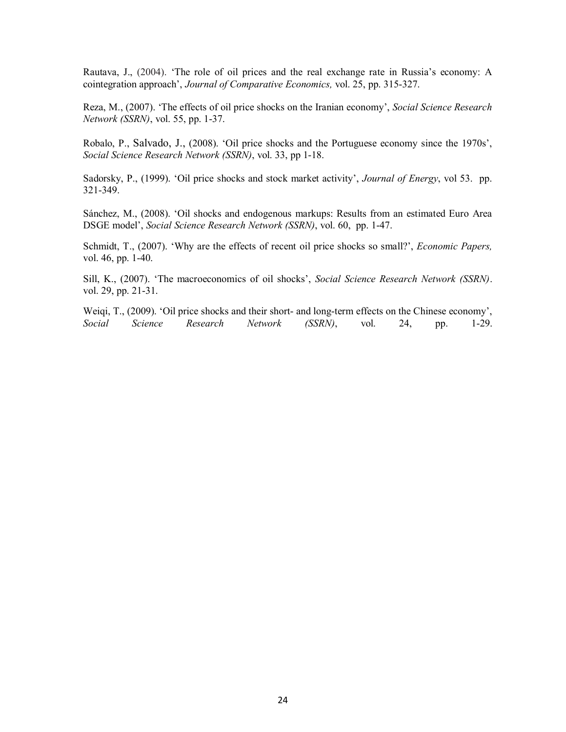Rautava, J., (2004). 'The role of oil prices and the real exchange rate in Russia's economy: A cointegration approach', *Journal of Comparative Economics,* vol. 25, pp. 315-327.

Reza, M., (2007). 'The effects of oil price shocks on the Iranian economy', *Social Science Research Network (SSRN)*, vol. 55, pp. 1-37.

Robalo, P., Salvado, J., (2008). 'Oil price shocks and the Portuguese economy since the 1970s', *Social Science Research Network (SSRN)*, vol. 33, pp 1-18.

Sadorsky, P., (1999). 'Oil price shocks and stock market activity', *Journal of Energy*, vol 53. pp. 321-349.

Sánchez, M., (2008). 'Oil shocks and endogenous markups: Results from an estimated Euro Area DSGE model', *Social Science Research Network (SSRN)*, vol. 60, pp. 1-47.

Schmidt, T., (2007). 'Why are the effects of recent oil price shocks so small?', *Economic Papers,* vol. 46, pp. 1-40.

Sill, K., (2007). 'The macroeconomics of oil shocks', *Social Science Research Network (SSRN)*. vol. 29, pp. 21-31.

Weiqi, T., (2009). 'Oil price shocks and their short- and long-term effects on the Chinese economy', *Social Science Research Network (SSRN)*, vol. 24, pp. 1-29.